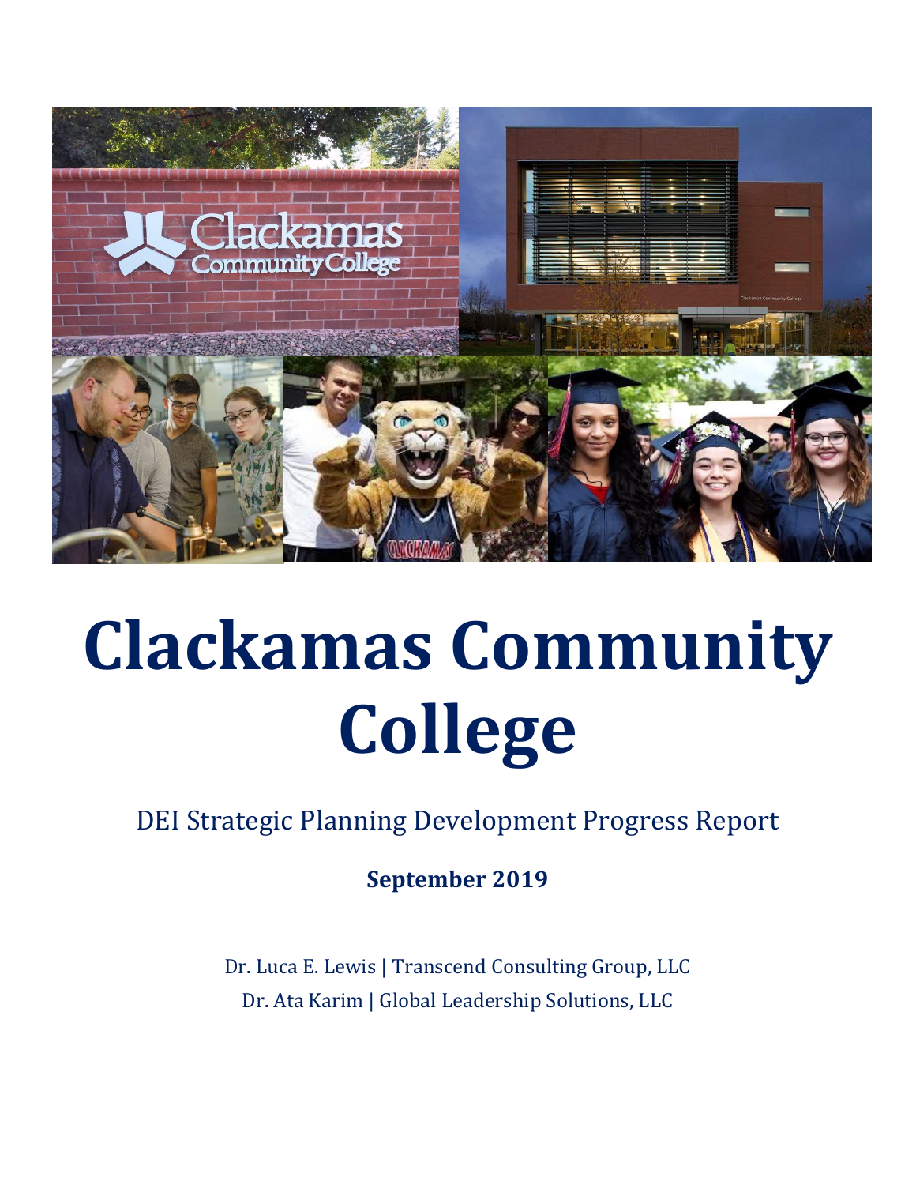# Clackamas Community College

DEI Strategic Planning Development Progress Report

**September 2019**

Dr. Luca E. Lewis | Transcend Consulting Group, LLC

Dr. Ata Karim | Global Leadership Solutions, LLC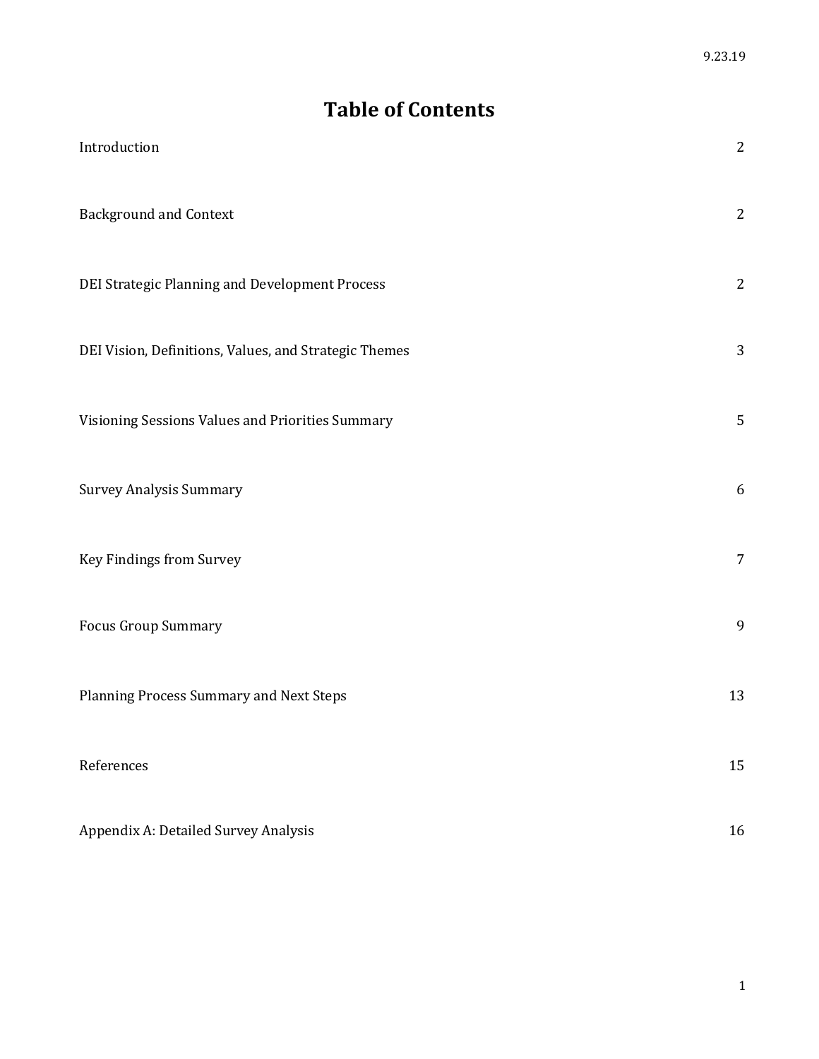# Table of Contents

| Section | Page |
|---|---|
| Introduction | 2 |
| Background and Context | 2 |
| DEI Strategic Planning and Development Process | 2 |
| DEI Vision, Definitions, Values, and Strategic Themes | 3 |
| Visioning Sessions Values and Priorities Summary | 5 |
| Survey Analysis Summary | 6 |
| Key Findings from Survey | 7 |
| Focus Group Summary | 9 |
| Planning Process Summary and Next Steps | 13 |
| References | 15 |
| Appendix A: Detailed Survey Analysis | 16 |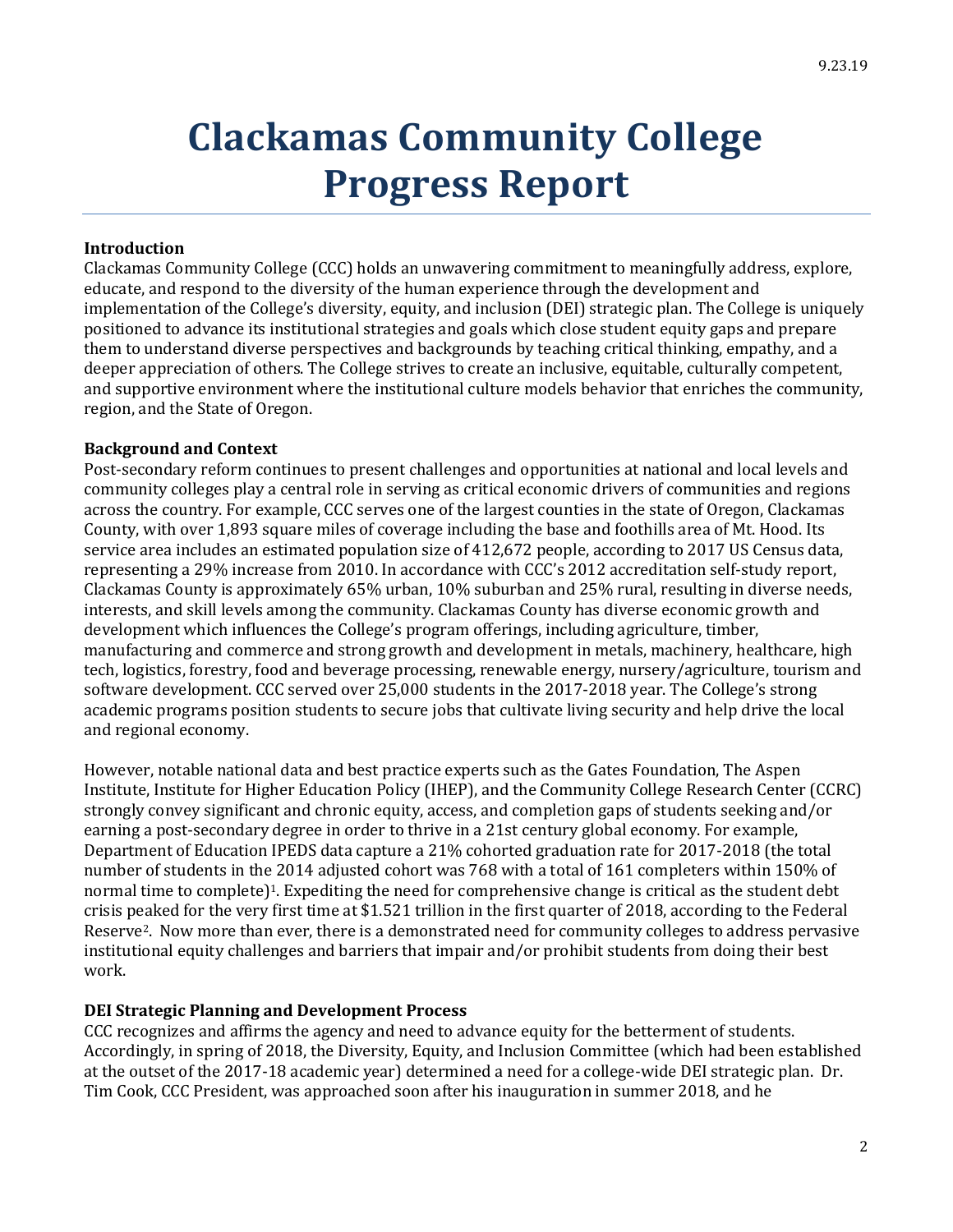# Clackamas Community College Progress Report

### Introduction

Clackamas Community College (CCC) holds an unwavering commitment to meaningfully address, explore, educate, and respond to the diversity of the human experience through the development and implementation of the College's diversity, equity, and inclusion (DEI) strategic plan. The College is uniquely positioned to advance its institutional strategies and goals which close student equity gaps and prepare them to understand diverse perspectives and backgrounds by teaching critical thinking, empathy, and a deeper appreciation of others. The College strives to create an inclusive, equitable, culturally competent, and supportive environment where the institutional culture models behavior that enriches the community, region, and the State of Oregon.

### Background and Context

Post-secondary reform continues to present challenges and opportunities at national and local levels and community colleges play a central role in serving as critical economic drivers of communities and regions across the country. For example, CCC serves one of the largest counties in the state of Oregon, Clackamas County, with over 1,893 square miles of coverage including the base and foothills area of Mt. Hood. Its service area includes an estimated population size of 412,672 people, according to 2017 US Census data, representing a 29% increase from 2010. In accordance with CCC's 2012 accreditation self-study report, Clackamas County is approximately 65% urban, 10% suburban and 25% rural, resulting in diverse needs, interests, and skill levels among the community. Clackamas County has diverse economic growth and development which influences the College's program offerings, including agriculture, timber, manufacturing and commerce and strong growth and development in metals, machinery, healthcare, high tech, logistics, forestry, food and beverage processing, renewable energy, nursery/agriculture, tourism and software development. CCC served over 25,000 students in the 2017-2018 year. The College's strong academic programs position students to secure jobs that cultivate living security and help drive the local and regional economy.

However, notable national data and best practice experts such as the Gates Foundation, The Aspen Institute, Institute for Higher Education Policy (IHEP), and the Community College Research Center (CCRC) strongly convey significant and chronic equity, access, and completion gaps of students seeking and/or earning a post-secondary degree in order to thrive in a 21st century global economy. For example, Department of Education IPEDS data capture a 21% cohorted graduation rate for 2017-2018 (the total number of students in the 2014 adjusted cohort was 768 with a total of 161 completers within 150% of normal time to complete)[1]. Expediting the need for comprehensive change is critical as the student debt crisis peaked for the very first time at $1.521 trillion in the first quarter of 2018, according to the Federal Reserve[2]. Now more than ever, there is a demonstrated need for community colleges to address pervasive institutional equity challenges and barriers that impair and/or prohibit students from doing their best work.

### DEI Strategic Planning and Development Process

CCC recognizes and affirms the agency and need to advance equity for the betterment of students. Accordingly, in spring of 2018, the Diversity, Equity, and Inclusion Committee (which had been established at the outset of the 2017-18 academic year) determined a need for a college-wide DEI strategic plan. Dr. Tim Cook, CCC President, was approached soon after his inauguration in summer 2018, and he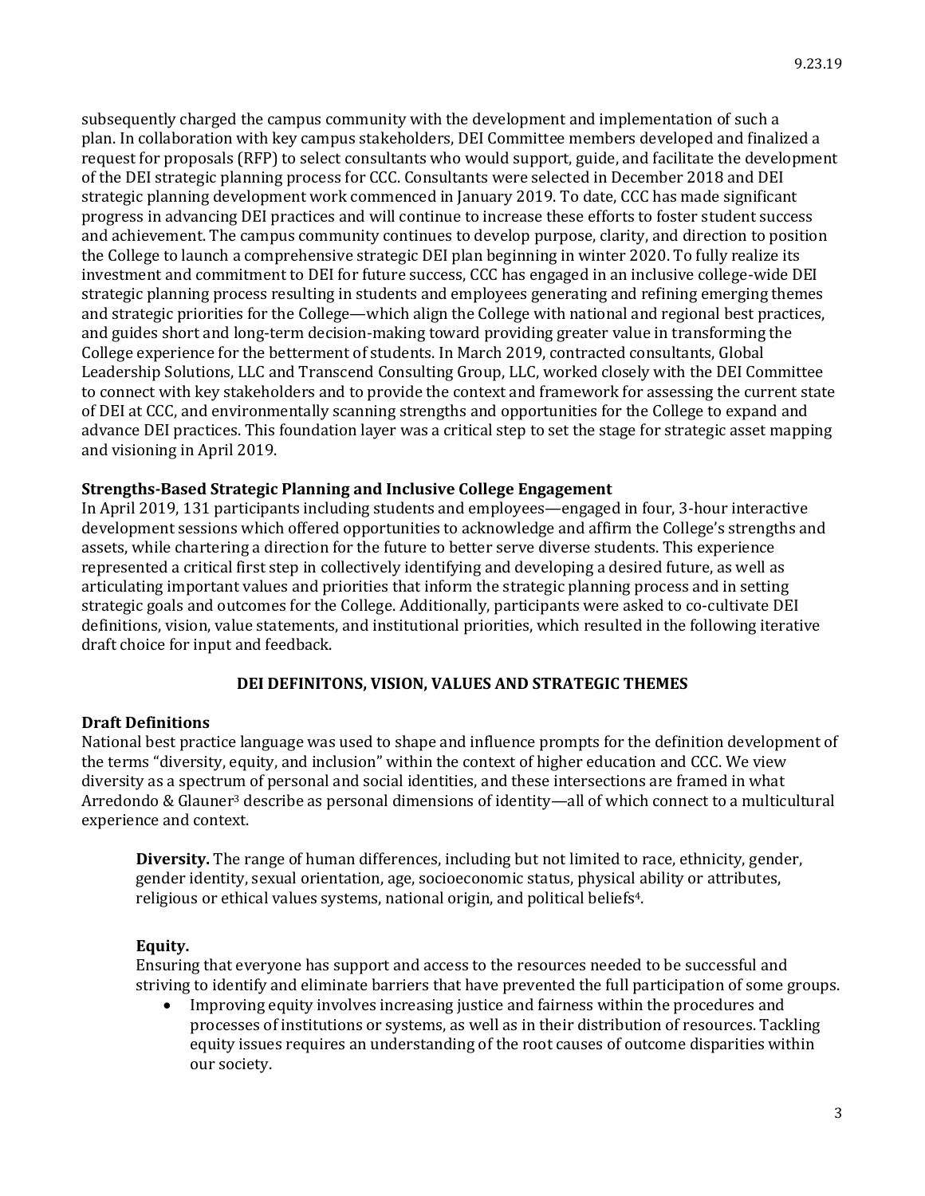subsequently charged the campus community with the development and implementation of such a plan. In collaboration with key campus stakeholders, DEI Committee members developed and finalized a request for proposals (RFP) to select consultants who would support, guide, and facilitate the development of the DEI strategic planning process for CCC. Consultants were selected in December 2018 and DEI strategic planning development work commenced in January 2019. To date, CCC has made significant progress in advancing DEI practices and will continue to increase these efforts to foster student success and achievement. The campus community continues to develop purpose, clarity, and direction to position the College to launch a comprehensive strategic DEI plan beginning in winter 2020. To fully realize its investment and commitment to DEI for future success, CCC has engaged in an inclusive college-wide DEI strategic planning process resulting in students and employees generating and refining emerging themes and strategic priorities for the College—which align the College with national and regional best practices, and guides short and long-term decision-making toward providing greater value in transforming the College experience for the betterment of students. In March 2019, contracted consultants, Global Leadership Solutions, LLC and Transcend Consulting Group, LLC, worked closely with the DEI Committee to connect with key stakeholders and to provide the context and framework for assessing the current state of DEI at CCC, and environmentally scanning strengths and opportunities for the College to expand and advance DEI practices. This foundation layer was a critical step to set the stage for strategic asset mapping and visioning in April 2019.

**Strengths-Based Strategic Planning and Inclusive College Engagement**

In April 2019, 131 participants including students and employees—engaged in four, 3-hour interactive development sessions which offered opportunities to acknowledge and affirm the College's strengths and assets, while chartering a direction for the future to better serve diverse students. This experience represented a critical first step in collectively identifying and developing a desired future, as well as articulating important values and priorities that inform the strategic planning process and in setting strategic goals and outcomes for the College. Additionally, participants were asked to co-cultivate DEI definitions, vision, value statements, and institutional priorities, which resulted in the following iterative draft choice for input and feedback.

## DEI DEFINITONS, VISION, VALUES AND STRATEGIC THEMES

**Draft Definitions**

National best practice language was used to shape and influence prompts for the definition development of the terms "diversity, equity, and inclusion" within the context of higher education and CCC. We view diversity as a spectrum of personal and social identities, and these intersections are framed in what Arredondo & Glauner[3] describe as personal dimensions of identity—all of which connect to a multicultural experience and context.

> **Diversity.** The range of human differences, including but not limited to race, ethnicity, gender, gender identity, sexual orientation, age, socioeconomic status, physical ability or attributes, religious or ethical values systems, national origin, and political beliefs[4].
>
> **Equity.**
> Ensuring that everyone has support and access to the resources needed to be successful and striving to identify and eliminate barriers that have prevented the full participation of some groups.
>
> - Improving equity involves increasing justice and fairness within the procedures and processes of institutions or systems, as well as in their distribution of resources. Tackling equity issues requires an understanding of the root causes of outcome disparities within our society.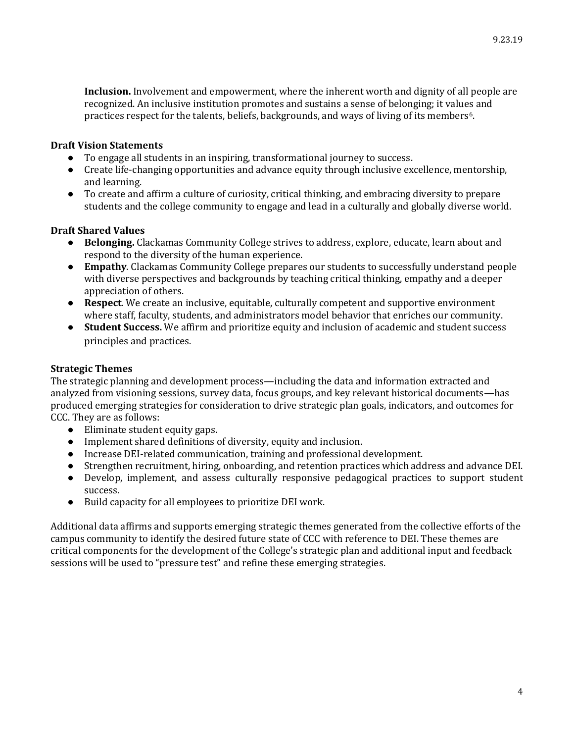**Inclusion.** Involvement and empowerment, where the inherent worth and dignity of all people are recognized. An inclusive institution promotes and sustains a sense of belonging; it values and practices respect for the talents, beliefs, backgrounds, and ways of living of its members[6].

### Draft Vision Statements

- To engage all students in an inspiring, transformational journey to success.
- Create life-changing opportunities and advance equity through inclusive excellence, mentorship, and learning.
- To create and affirm a culture of curiosity, critical thinking, and embracing diversity to prepare students and the college community to engage and lead in a culturally and globally diverse world.

### Draft Shared Values

- **Belonging.** Clackamas Community College strives to address, explore, educate, learn about and respond to the diversity of the human experience.
- **Empathy**. Clackamas Community College prepares our students to successfully understand people with diverse perspectives and backgrounds by teaching critical thinking, empathy and a deeper appreciation of others.
- **Respect**. We create an inclusive, equitable, culturally competent and supportive environment where staff, faculty, students, and administrators model behavior that enriches our community.
- **Student Success.** We affirm and prioritize equity and inclusion of academic and student success principles and practices.

### Strategic Themes

The strategic planning and development process—including the data and information extracted and analyzed from visioning sessions, survey data, focus groups, and key relevant historical documents—has produced emerging strategies for consideration to drive strategic plan goals, indicators, and outcomes for CCC. They are as follows:

- Eliminate student equity gaps.
- Implement shared definitions of diversity, equity and inclusion.
- Increase DEI-related communication, training and professional development.
- Strengthen recruitment, hiring, onboarding, and retention practices which address and advance DEI.
- Develop, implement, and assess culturally responsive pedagogical practices to support student success.
- Build capacity for all employees to prioritize DEI work.

Additional data affirms and supports emerging strategic themes generated from the collective efforts of the campus community to identify the desired future state of CCC with reference to DEI. These themes are critical components for the development of the College's strategic plan and additional input and feedback sessions will be used to "pressure test" and refine these emerging strategies.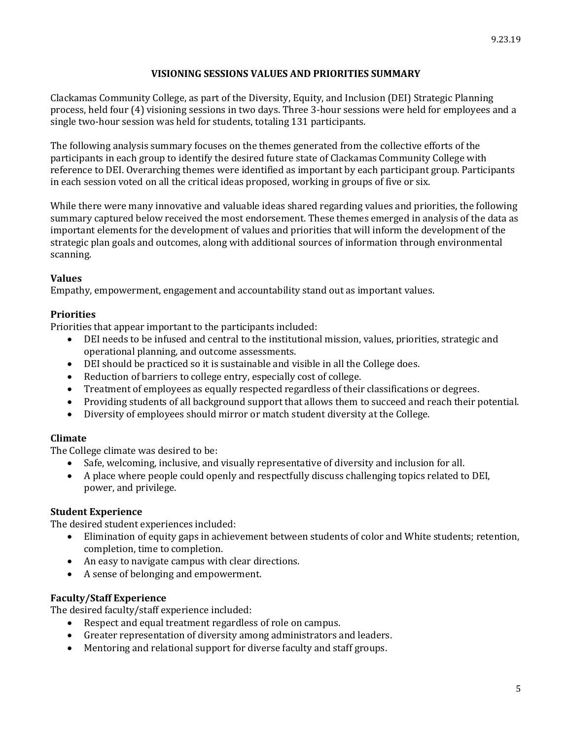9.23.19

# VISIONING SESSIONS VALUES AND PRIORITIES SUMMARY

Clackamas Community College, as part of the Diversity, Equity, and Inclusion (DEI) Strategic Planning process, held four (4) visioning sessions in two days. Three 3-hour sessions were held for employees and a single two-hour session was held for students, totaling 131 participants.

The following analysis summary focuses on the themes generated from the collective efforts of the participants in each group to identify the desired future state of Clackamas Community College with reference to DEI. Overarching themes were identified as important by each participant group. Participants in each session voted on all the critical ideas proposed, working in groups of five or six.

While there were many innovative and valuable ideas shared regarding values and priorities, the following summary captured below received the most endorsement. These themes emerged in analysis of the data as important elements for the development of values and priorities that will inform the development of the strategic plan goals and outcomes, along with additional sources of information through environmental scanning.

## Values

Empathy, empowerment, engagement and accountability stand out as important values.

## Priorities

Priorities that appear important to the participants included:

- DEI needs to be infused and central to the institutional mission, values, priorities, strategic and operational planning, and outcome assessments.
- DEI should be practiced so it is sustainable and visible in all the College does.
- Reduction of barriers to college entry, especially cost of college.
- Treatment of employees as equally respected regardless of their classifications or degrees.
- Providing students of all background support that allows them to succeed and reach their potential.
- Diversity of employees should mirror or match student diversity at the College.

## Climate

The College climate was desired to be:

- Safe, welcoming, inclusive, and visually representative of diversity and inclusion for all.
- A place where people could openly and respectfully discuss challenging topics related to DEI, power, and privilege.

## Student Experience

The desired student experiences included:

- Elimination of equity gaps in achievement between students of color and White students; retention, completion, time to completion.
- An easy to navigate campus with clear directions.
- A sense of belonging and empowerment.

## Faculty/Staff Experience

The desired faculty/staff experience included:

- Respect and equal treatment regardless of role on campus.
- Greater representation of diversity among administrators and leaders.
- Mentoring and relational support for diverse faculty and staff groups.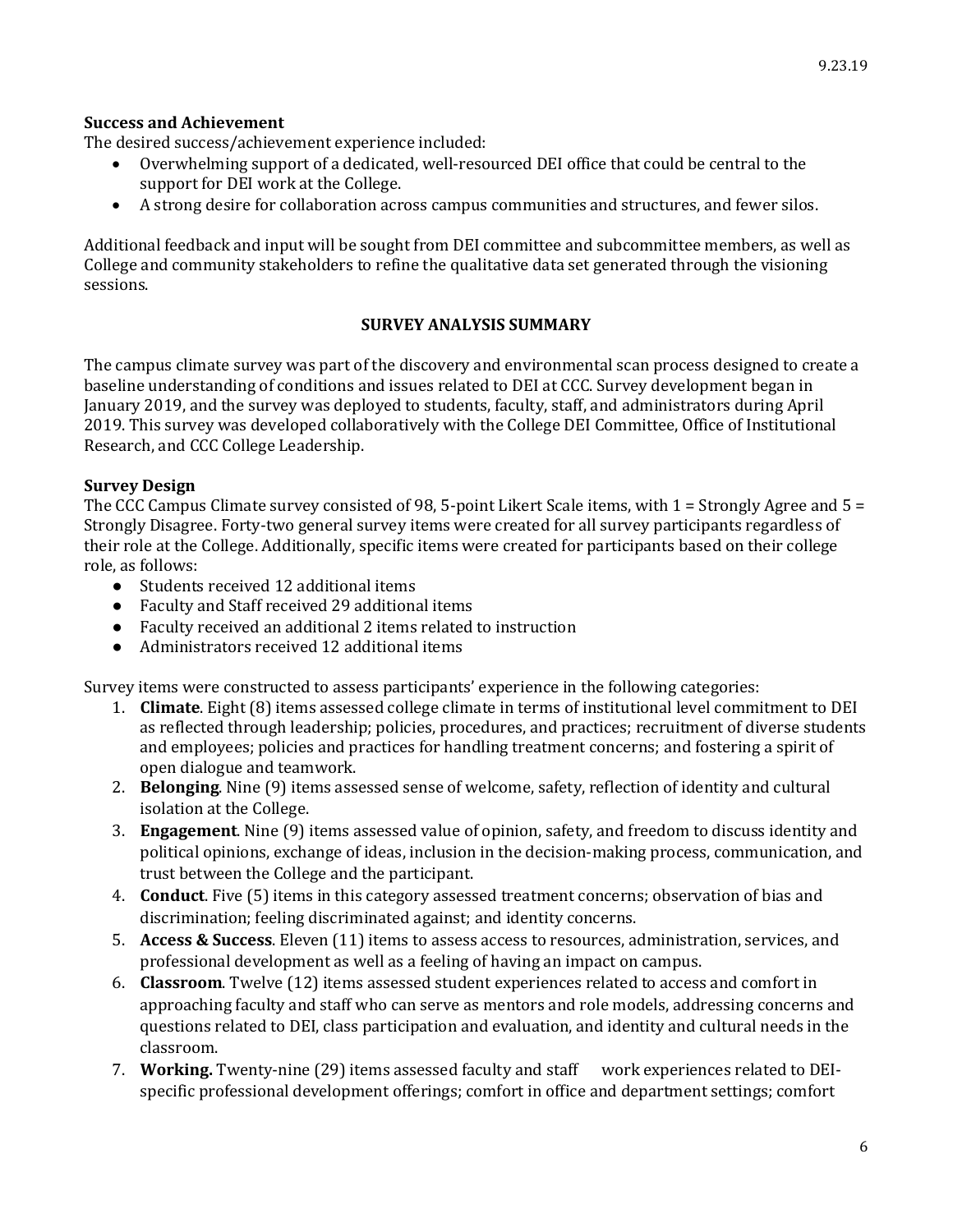### Success and Achievement

The desired success/achievement experience included:

- Overwhelming support of a dedicated, well-resourced DEI office that could be central to the support for DEI work at the College.
- A strong desire for collaboration across campus communities and structures, and fewer silos.

Additional feedback and input will be sought from DEI committee and subcommittee members, as well as College and community stakeholders to refine the qualitative data set generated through the visioning sessions.

## SURVEY ANALYSIS SUMMARY

The campus climate survey was part of the discovery and environmental scan process designed to create a baseline understanding of conditions and issues related to DEI at CCC. Survey development began in January 2019, and the survey was deployed to students, faculty, staff, and administrators during April 2019. This survey was developed collaboratively with the College DEI Committee, Office of Institutional Research, and CCC College Leadership.

### Survey Design

The CCC Campus Climate survey consisted of 98, 5-point Likert Scale items, with 1 = Strongly Agree and 5 = Strongly Disagree. Forty-two general survey items were created for all survey participants regardless of their role at the College. Additionally, specific items were created for participants based on their college role, as follows:

- Students received 12 additional items
- Faculty and Staff received 29 additional items
- Faculty received an additional 2 items related to instruction
- Administrators received 12 additional items

Survey items were constructed to assess participants' experience in the following categories:

1. **Climate**. Eight (8) items assessed college climate in terms of institutional level commitment to DEI as reflected through leadership; policies, procedures, and practices; recruitment of diverse students and employees; policies and practices for handling treatment concerns; and fostering a spirit of open dialogue and teamwork.
2. **Belonging**. Nine (9) items assessed sense of welcome, safety, reflection of identity and cultural isolation at the College.
3. **Engagement**. Nine (9) items assessed value of opinion, safety, and freedom to discuss identity and political opinions, exchange of ideas, inclusion in the decision-making process, communication, and trust between the College and the participant.
4. **Conduct**. Five (5) items in this category assessed treatment concerns; observation of bias and discrimination; feeling discriminated against; and identity concerns.
5. **Access & Success**. Eleven (11) items to assess access to resources, administration, services, and professional development as well as a feeling of having an impact on campus.
6. **Classroom**. Twelve (12) items assessed student experiences related to access and comfort in approaching faculty and staff who can serve as mentors and role models, addressing concerns and questions related to DEI, class participation and evaluation, and identity and cultural needs in the classroom.
7. **Working.** Twenty-nine (29) items assessed faculty and staff work experiences related to DEI-specific professional development offerings; comfort in office and department settings; comfort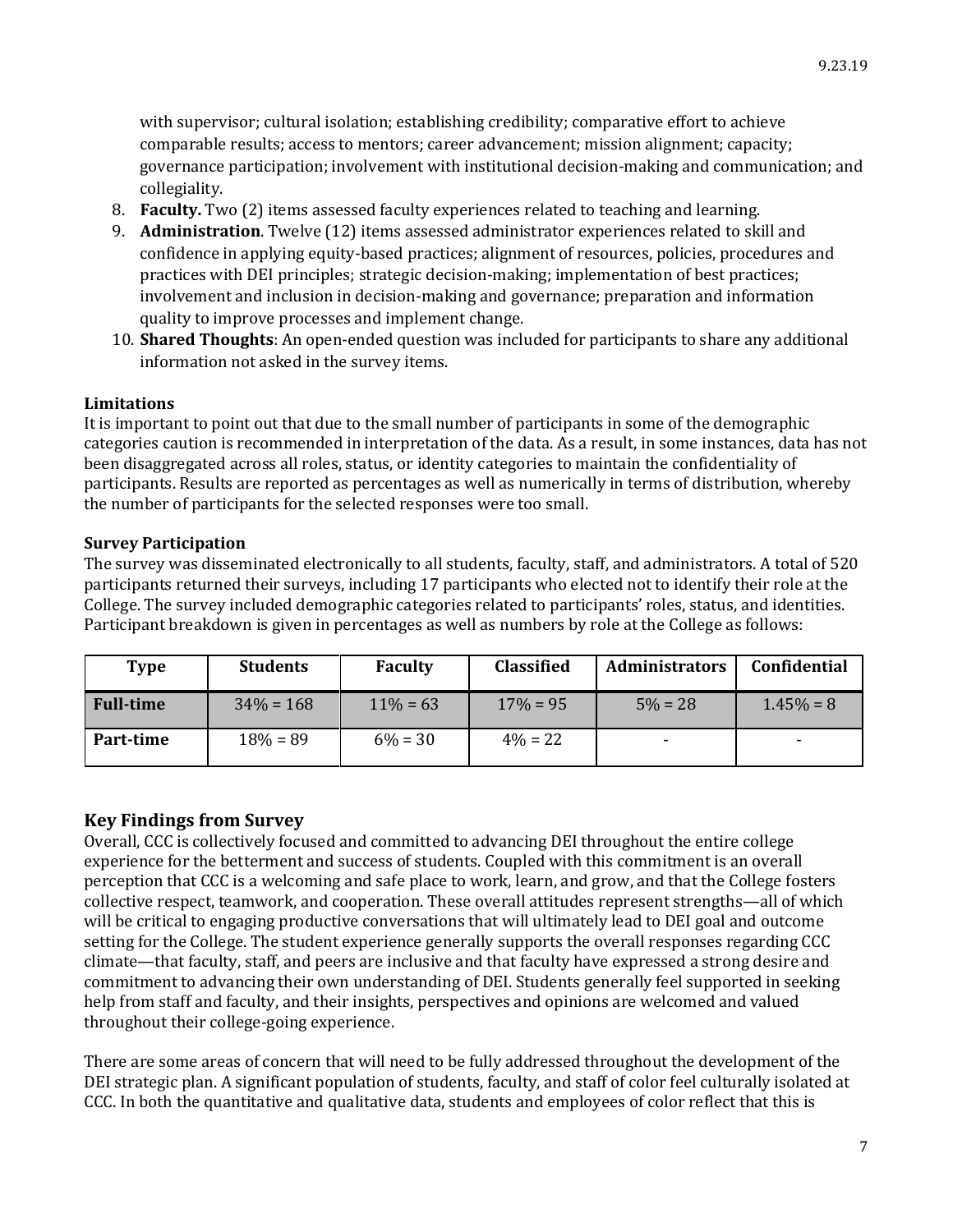with supervisor; cultural isolation; establishing credibility; comparative effort to achieve comparable results; access to mentors; career advancement; mission alignment; capacity; governance participation; involvement with institutional decision-making and communication; and collegiality.

8. **Faculty.** Two (2) items assessed faculty experiences related to teaching and learning.
9. **Administration**. Twelve (12) items assessed administrator experiences related to skill and confidence in applying equity-based practices; alignment of resources, policies, procedures and practices with DEI principles; strategic decision-making; implementation of best practices; involvement and inclusion in decision-making and governance; preparation and information quality to improve processes and implement change.
10. **Shared Thoughts**: An open-ended question was included for participants to share any additional information not asked in the survey items.

**Limitations**

It is important to point out that due to the small number of participants in some of the demographic categories caution is recommended in interpretation of the data. As a result, in some instances, data has not been disaggregated across all roles, status, or identity categories to maintain the confidentiality of participants. Results are reported as percentages as well as numerically in terms of distribution, whereby the number of participants for the selected responses were too small.

**Survey Participation**

The survey was disseminated electronically to all students, faculty, staff, and administrators. A total of 520 participants returned their surveys, including 17 participants who elected not to identify their role at the College. The survey included demographic categories related to participants' roles, status, and identities. Participant breakdown is given in percentages as well as numbers by role at the College as follows:

| Type | Students | Faculty | Classified | Administrators | Confidential |
|---|---|---|---|---|---|
| **Full-time** | 34% = 168 | 11% = 63 | 17% = 95 | 5% = 28 | 1.45% = 8 |
| **Part-time** | 18% = 89 | 6% = 30 | 4% = 22 | - | - |

## Key Findings from Survey

Overall, CCC is collectively focused and committed to advancing DEI throughout the entire college experience for the betterment and success of students. Coupled with this commitment is an overall perception that CCC is a welcoming and safe place to work, learn, and grow, and that the College fosters collective respect, teamwork, and cooperation. These overall attitudes represent strengths—all of which will be critical to engaging productive conversations that will ultimately lead to DEI goal and outcome setting for the College. The student experience generally supports the overall responses regarding CCC climate—that faculty, staff, and peers are inclusive and that faculty have expressed a strong desire and commitment to advancing their own understanding of DEI. Students generally feel supported in seeking help from staff and faculty, and their insights, perspectives and opinions are welcomed and valued throughout their college-going experience.

There are some areas of concern that will need to be fully addressed throughout the development of the DEI strategic plan. A significant population of students, faculty, and staff of color feel culturally isolated at CCC. In both the quantitative and qualitative data, students and employees of color reflect that this is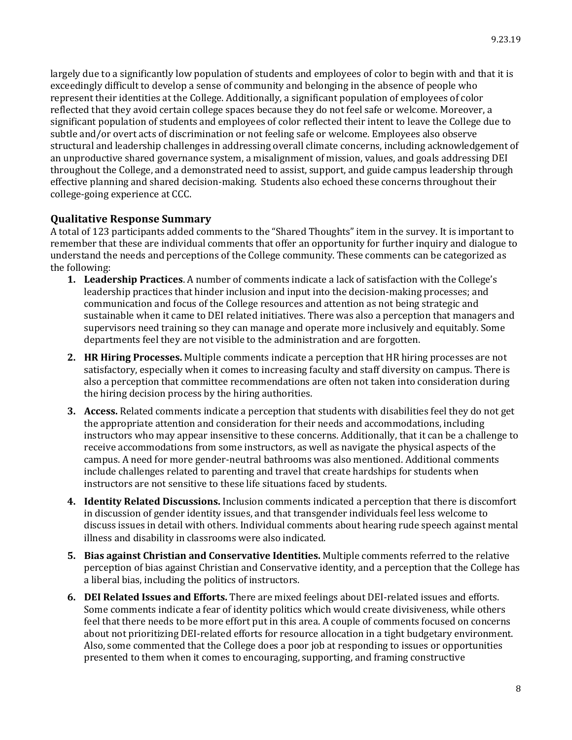largely due to a significantly low population of students and employees of color to begin with and that it is exceedingly difficult to develop a sense of community and belonging in the absence of people who represent their identities at the College. Additionally, a significant population of employees of color reflected that they avoid certain college spaces because they do not feel safe or welcome. Moreover, a significant population of students and employees of color reflected their intent to leave the College due to subtle and/or overt acts of discrimination or not feeling safe or welcome. Employees also observe structural and leadership challenges in addressing overall climate concerns, including acknowledgement of an unproductive shared governance system, a misalignment of mission, values, and goals addressing DEI throughout the College, and a demonstrated need to assist, support, and guide campus leadership through effective planning and shared decision-making. Students also echoed these concerns throughout their college-going experience at CCC.

## Qualitative Response Summary

A total of 123 participants added comments to the "Shared Thoughts" item in the survey. It is important to remember that these are individual comments that offer an opportunity for further inquiry and dialogue to understand the needs and perceptions of the College community. These comments can be categorized as the following:

1. **Leadership Practices**. A number of comments indicate a lack of satisfaction with the College's leadership practices that hinder inclusion and input into the decision-making processes; and communication and focus of the College resources and attention as not being strategic and sustainable when it came to DEI related initiatives. There was also a perception that managers and supervisors need training so they can manage and operate more inclusively and equitably. Some departments feel they are not visible to the administration and are forgotten.
2. **HR Hiring Processes.** Multiple comments indicate a perception that HR hiring processes are not satisfactory, especially when it comes to increasing faculty and staff diversity on campus. There is also a perception that committee recommendations are often not taken into consideration during the hiring decision process by the hiring authorities.
3. **Access.** Related comments indicate a perception that students with disabilities feel they do not get the appropriate attention and consideration for their needs and accommodations, including instructors who may appear insensitive to these concerns. Additionally, that it can be a challenge to receive accommodations from some instructors, as well as navigate the physical aspects of the campus. A need for more gender-neutral bathrooms was also mentioned. Additional comments include challenges related to parenting and travel that create hardships for students when instructors are not sensitive to these life situations faced by students.
4. **Identity Related Discussions.** Inclusion comments indicated a perception that there is discomfort in discussion of gender identity issues, and that transgender individuals feel less welcome to discuss issues in detail with others. Individual comments about hearing rude speech against mental illness and disability in classrooms were also indicated.
5. **Bias against Christian and Conservative Identities.** Multiple comments referred to the relative perception of bias against Christian and Conservative identity, and a perception that the College has a liberal bias, including the politics of instructors.
6. **DEI Related Issues and Efforts.** There are mixed feelings about DEI-related issues and efforts. Some comments indicate a fear of identity politics which would create divisiveness, while others feel that there needs to be more effort put in this area. A couple of comments focused on concerns about not prioritizing DEI-related efforts for resource allocation in a tight budgetary environment. Also, some commented that the College does a poor job at responding to issues or opportunities presented to them when it comes to encouraging, supporting, and framing constructive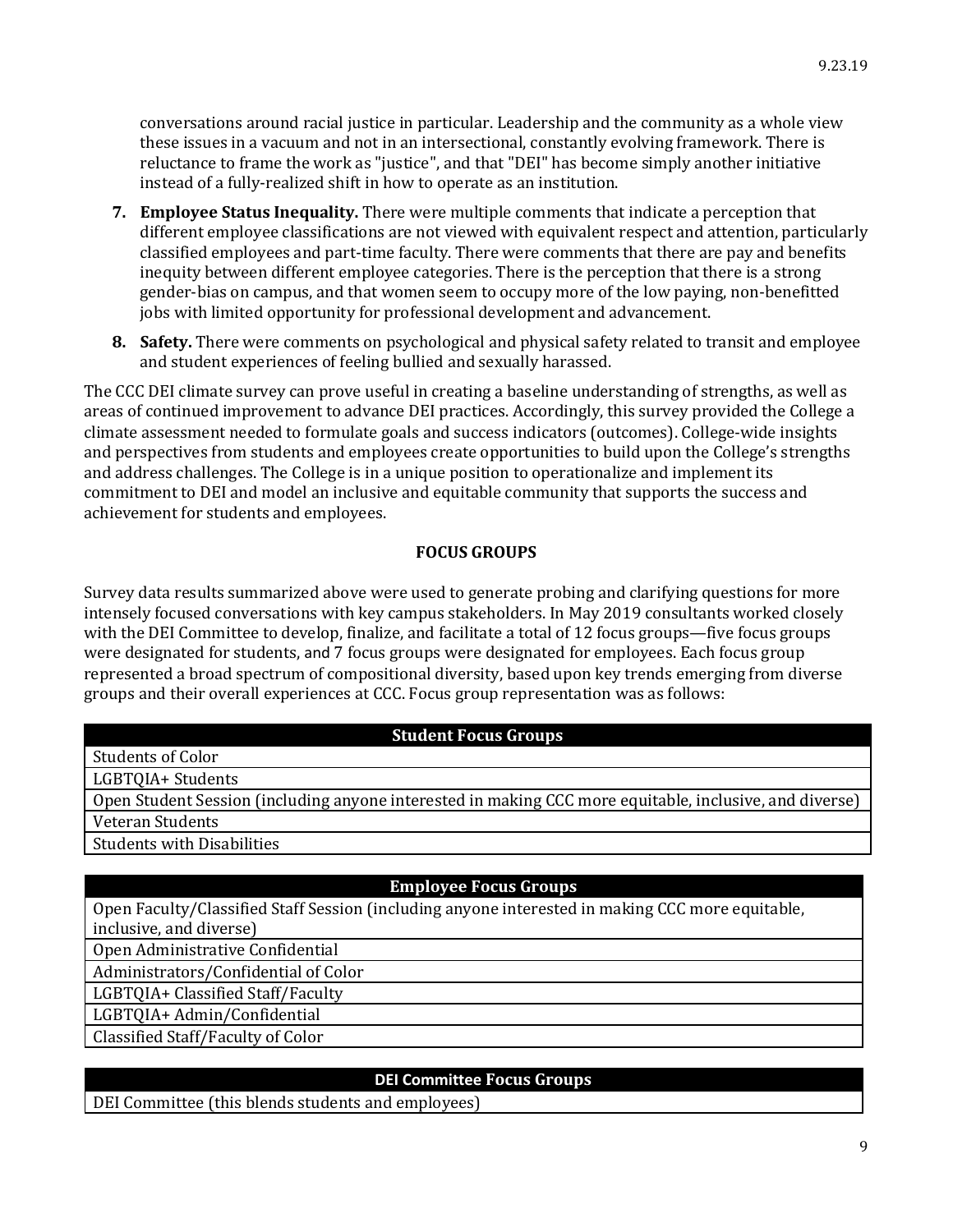conversations around racial justice in particular. Leadership and the community as a whole view these issues in a vacuum and not in an intersectional, constantly evolving framework. There is reluctance to frame the work as "justice", and that "DEI" has become simply another initiative instead of a fully-realized shift in how to operate as an institution.

7. **Employee Status Inequality.** There were multiple comments that indicate a perception that different employee classifications are not viewed with equivalent respect and attention, particularly classified employees and part-time faculty. There were comments that there are pay and benefits inequity between different employee categories. There is the perception that there is a strong gender-bias on campus, and that women seem to occupy more of the low paying, non-benefitted jobs with limited opportunity for professional development and advancement.
8. **Safety.** There were comments on psychological and physical safety related to transit and employee and student experiences of feeling bullied and sexually harassed.

The CCC DEI climate survey can prove useful in creating a baseline understanding of strengths, as well as areas of continued improvement to advance DEI practices. Accordingly, this survey provided the College a climate assessment needed to formulate goals and success indicators (outcomes). College-wide insights and perspectives from students and employees create opportunities to build upon the College's strengths and address challenges. The College is in a unique position to operationalize and implement its commitment to DEI and model an inclusive and equitable community that supports the success and achievement for students and employees.

## FOCUS GROUPS

Survey data results summarized above were used to generate probing and clarifying questions for more intensely focused conversations with key campus stakeholders. In May 2019 consultants worked closely with the DEI Committee to develop, finalize, and facilitate a total of 12 focus groups—five focus groups were designated for students, and 7 focus groups were designated for employees. Each focus group represented a broad spectrum of compositional diversity, based upon key trends emerging from diverse groups and their overall experiences at CCC. Focus group representation was as follows:

| Student Focus Groups |
| --- |
| Students of Color |
| LGBTQIA+ Students |
| Open Student Session (including anyone interested in making CCC more equitable, inclusive, and diverse) |
| Veteran Students |
| Students with Disabilities |

| Employee Focus Groups |
| --- |
| Open Faculty/Classified Staff Session (including anyone interested in making CCC more equitable, inclusive, and diverse) |
| Open Administrative Confidential |
| Administrators/Confidential of Color |
| LGBTQIA+ Classified Staff/Faculty |
| LGBTQIA+ Admin/Confidential |
| Classified Staff/Faculty of Color |

| DEI Committee Focus Groups |
| --- |
| DEI Committee (this blends students and employees) |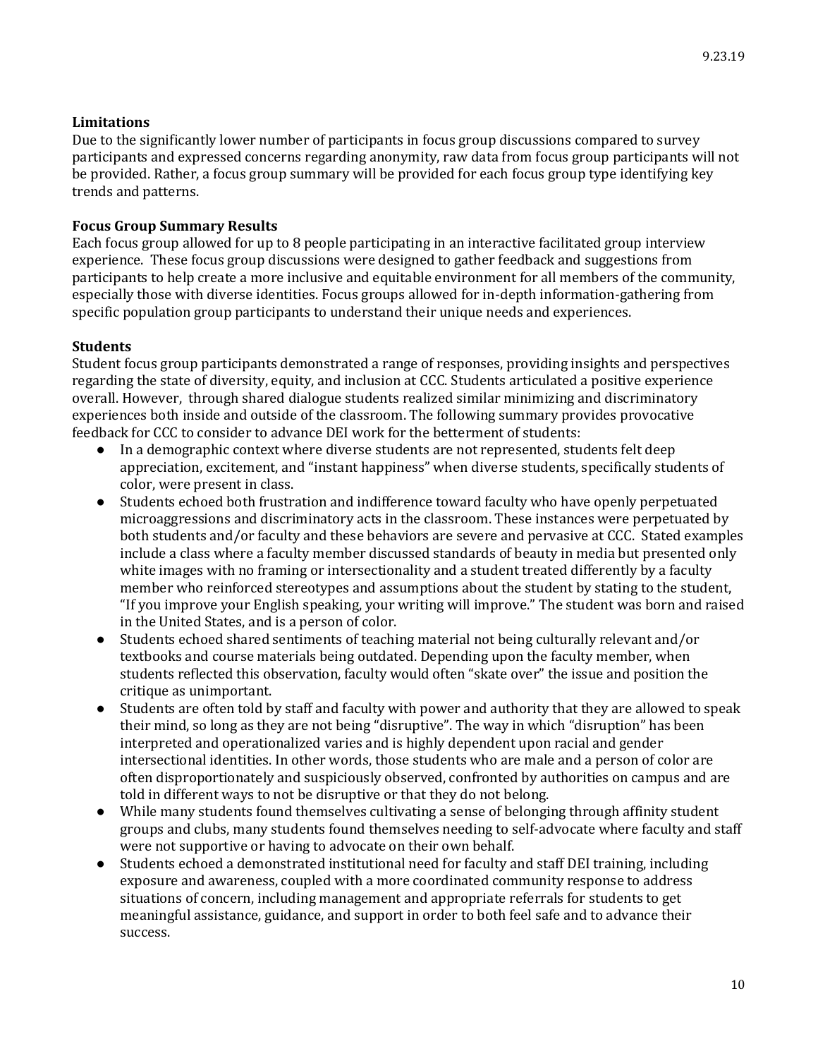### Limitations

Due to the significantly lower number of participants in focus group discussions compared to survey participants and expressed concerns regarding anonymity, raw data from focus group participants will not be provided. Rather, a focus group summary will be provided for each focus group type identifying key trends and patterns.

### Focus Group Summary Results

Each focus group allowed for up to 8 people participating in an interactive facilitated group interview experience. These focus group discussions were designed to gather feedback and suggestions from participants to help create a more inclusive and equitable environment for all members of the community, especially those with diverse identities. Focus groups allowed for in-depth information-gathering from specific population group participants to understand their unique needs and experiences.

### Students

Student focus group participants demonstrated a range of responses, providing insights and perspectives regarding the state of diversity, equity, and inclusion at CCC. Students articulated a positive experience overall. However, through shared dialogue students realized similar minimizing and discriminatory experiences both inside and outside of the classroom. The following summary provides provocative feedback for CCC to consider to advance DEI work for the betterment of students:

- In a demographic context where diverse students are not represented, students felt deep appreciation, excitement, and "instant happiness" when diverse students, specifically students of color, were present in class.
- Students echoed both frustration and indifference toward faculty who have openly perpetuated microaggressions and discriminatory acts in the classroom. These instances were perpetuated by both students and/or faculty and these behaviors are severe and pervasive at CCC. Stated examples include a class where a faculty member discussed standards of beauty in media but presented only white images with no framing or intersectionality and a student treated differently by a faculty member who reinforced stereotypes and assumptions about the student by stating to the student, "If you improve your English speaking, your writing will improve." The student was born and raised in the United States, and is a person of color.
- Students echoed shared sentiments of teaching material not being culturally relevant and/or textbooks and course materials being outdated. Depending upon the faculty member, when students reflected this observation, faculty would often "skate over" the issue and position the critique as unimportant.
- Students are often told by staff and faculty with power and authority that they are allowed to speak their mind, so long as they are not being "disruptive". The way in which "disruption" has been interpreted and operationalized varies and is highly dependent upon racial and gender intersectional identities. In other words, those students who are male and a person of color are often disproportionately and suspiciously observed, confronted by authorities on campus and are told in different ways to not be disruptive or that they do not belong.
- While many students found themselves cultivating a sense of belonging through affinity student groups and clubs, many students found themselves needing to self-advocate where faculty and staff were not supportive or having to advocate on their own behalf.
- Students echoed a demonstrated institutional need for faculty and staff DEI training, including exposure and awareness, coupled with a more coordinated community response to address situations of concern, including management and appropriate referrals for students to get meaningful assistance, guidance, and support in order to both feel safe and to advance their success.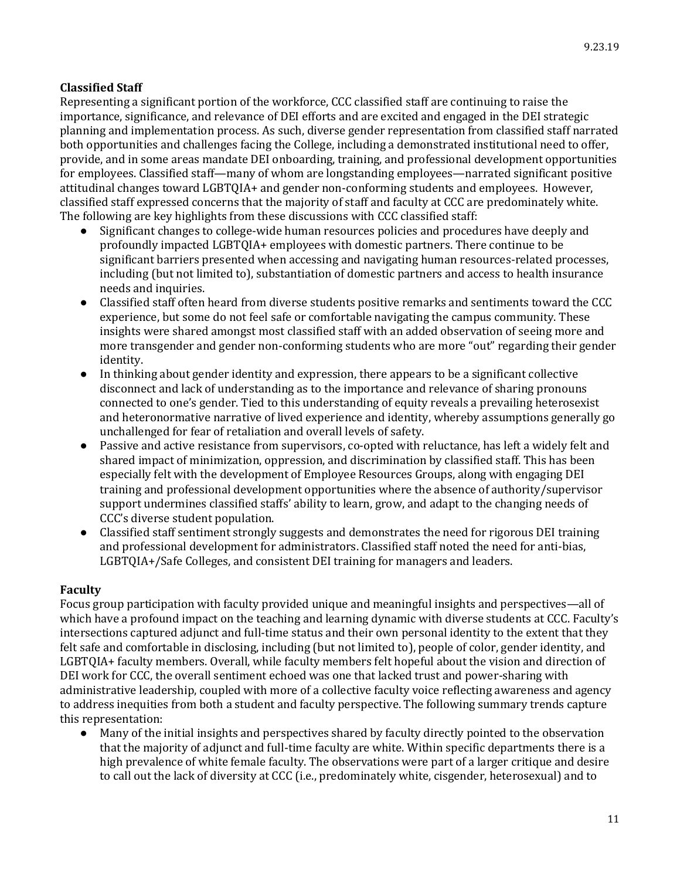### Classified Staff

Representing a significant portion of the workforce, CCC classified staff are continuing to raise the importance, significance, and relevance of DEI efforts and are excited and engaged in the DEI strategic planning and implementation process. As such, diverse gender representation from classified staff narrated both opportunities and challenges facing the College, including a demonstrated institutional need to offer, provide, and in some areas mandate DEI onboarding, training, and professional development opportunities for employees. Classified staff—many of whom are longstanding employees—narrated significant positive attitudinal changes toward LGBTQIA+ and gender non-conforming students and employees. However, classified staff expressed concerns that the majority of staff and faculty at CCC are predominately white. The following are key highlights from these discussions with CCC classified staff:

- Significant changes to college-wide human resources policies and procedures have deeply and profoundly impacted LGBTQIA+ employees with domestic partners. There continue to be significant barriers presented when accessing and navigating human resources-related processes, including (but not limited to), substantiation of domestic partners and access to health insurance needs and inquiries.
- Classified staff often heard from diverse students positive remarks and sentiments toward the CCC experience, but some do not feel safe or comfortable navigating the campus community. These insights were shared amongst most classified staff with an added observation of seeing more and more transgender and gender non-conforming students who are more "out" regarding their gender identity.
- In thinking about gender identity and expression, there appears to be a significant collective disconnect and lack of understanding as to the importance and relevance of sharing pronouns connected to one's gender. Tied to this understanding of equity reveals a prevailing heterosexist and heteronormative narrative of lived experience and identity, whereby assumptions generally go unchallenged for fear of retaliation and overall levels of safety.
- Passive and active resistance from supervisors, co-opted with reluctance, has left a widely felt and shared impact of minimization, oppression, and discrimination by classified staff. This has been especially felt with the development of Employee Resources Groups, along with engaging DEI training and professional development opportunities where the absence of authority/supervisor support undermines classified staffs' ability to learn, grow, and adapt to the changing needs of CCC's diverse student population.
- Classified staff sentiment strongly suggests and demonstrates the need for rigorous DEI training and professional development for administrators. Classified staff noted the need for anti-bias, LGBTQIA+/Safe Colleges, and consistent DEI training for managers and leaders.

### Faculty

Focus group participation with faculty provided unique and meaningful insights and perspectives—all of which have a profound impact on the teaching and learning dynamic with diverse students at CCC. Faculty's intersections captured adjunct and full-time status and their own personal identity to the extent that they felt safe and comfortable in disclosing, including (but not limited to), people of color, gender identity, and LGBTQIA+ faculty members. Overall, while faculty members felt hopeful about the vision and direction of DEI work for CCC, the overall sentiment echoed was one that lacked trust and power-sharing with administrative leadership, coupled with more of a collective faculty voice reflecting awareness and agency to address inequities from both a student and faculty perspective. The following summary trends capture this representation:

- Many of the initial insights and perspectives shared by faculty directly pointed to the observation that the majority of adjunct and full-time faculty are white. Within specific departments there is a high prevalence of white female faculty. The observations were part of a larger critique and desire to call out the lack of diversity at CCC (i.e., predominately white, cisgender, heterosexual) and to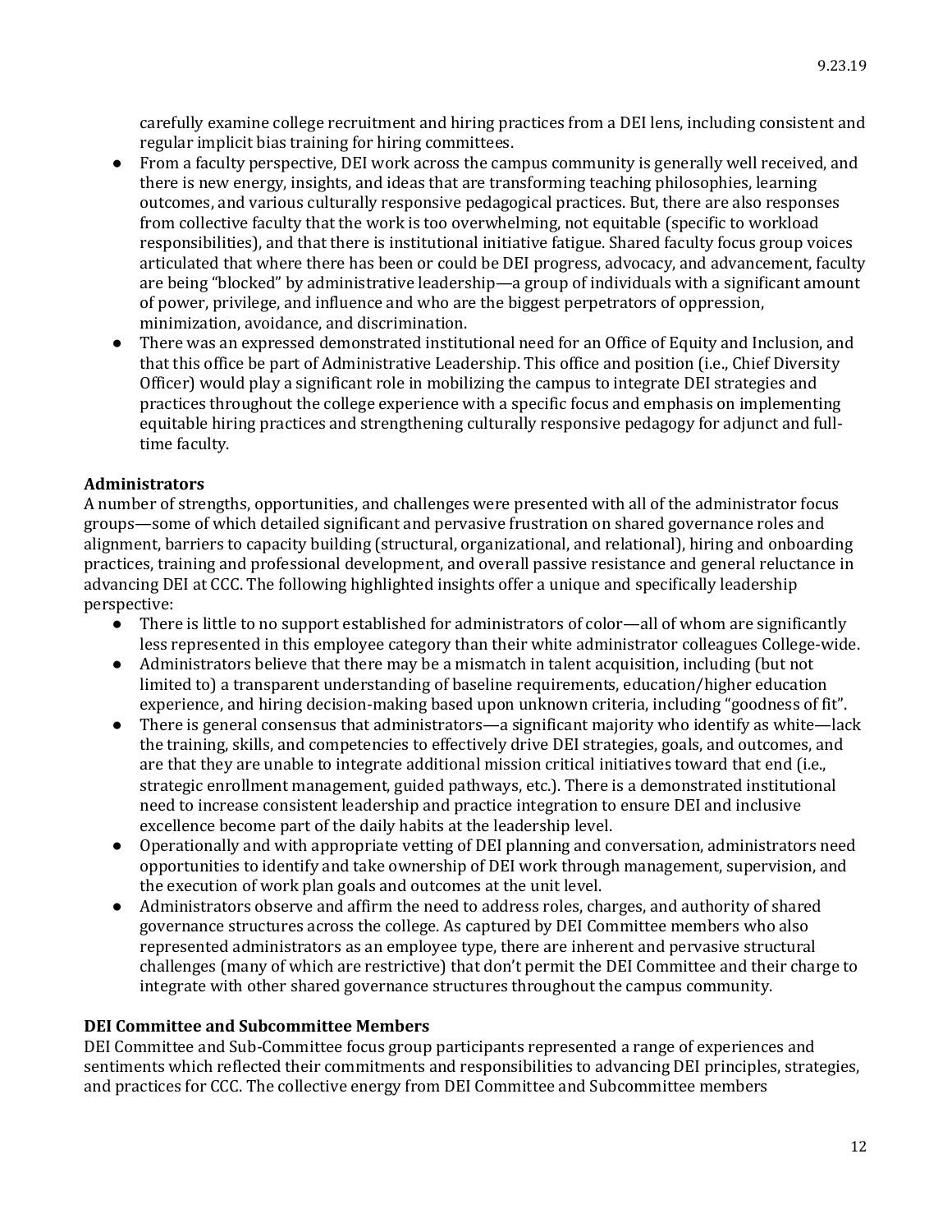carefully examine college recruitment and hiring practices from a DEI lens, including consistent and regular implicit bias training for hiring committees.

- From a faculty perspective, DEI work across the campus community is generally well received, and there is new energy, insights, and ideas that are transforming teaching philosophies, learning outcomes, and various culturally responsive pedagogical practices. But, there are also responses from collective faculty that the work is too overwhelming, not equitable (specific to workload responsibilities), and that there is institutional initiative fatigue. Shared faculty focus group voices articulated that where there has been or could be DEI progress, advocacy, and advancement, faculty are being "blocked" by administrative leadership—a group of individuals with a significant amount of power, privilege, and influence and who are the biggest perpetrators of oppression, minimization, avoidance, and discrimination.
- There was an expressed demonstrated institutional need for an Office of Equity and Inclusion, and that this office be part of Administrative Leadership. This office and position (i.e., Chief Diversity Officer) would play a significant role in mobilizing the campus to integrate DEI strategies and practices throughout the college experience with a specific focus and emphasis on implementing equitable hiring practices and strengthening culturally responsive pedagogy for adjunct and full-time faculty.

### Administrators

A number of strengths, opportunities, and challenges were presented with all of the administrator focus groups—some of which detailed significant and pervasive frustration on shared governance roles and alignment, barriers to capacity building (structural, organizational, and relational), hiring and onboarding practices, training and professional development, and overall passive resistance and general reluctance in advancing DEI at CCC. The following highlighted insights offer a unique and specifically leadership perspective:

- There is little to no support established for administrators of color—all of whom are significantly less represented in this employee category than their white administrator colleagues College-wide.
- Administrators believe that there may be a mismatch in talent acquisition, including (but not limited to) a transparent understanding of baseline requirements, education/higher education experience, and hiring decision-making based upon unknown criteria, including "goodness of fit".
- There is general consensus that administrators—a significant majority who identify as white—lack the training, skills, and competencies to effectively drive DEI strategies, goals, and outcomes, and are that they are unable to integrate additional mission critical initiatives toward that end (i.e., strategic enrollment management, guided pathways, etc.). There is a demonstrated institutional need to increase consistent leadership and practice integration to ensure DEI and inclusive excellence become part of the daily habits at the leadership level.
- Operationally and with appropriate vetting of DEI planning and conversation, administrators need opportunities to identify and take ownership of DEI work through management, supervision, and the execution of work plan goals and outcomes at the unit level.
- Administrators observe and affirm the need to address roles, charges, and authority of shared governance structures across the college. As captured by DEI Committee members who also represented administrators as an employee type, there are inherent and pervasive structural challenges (many of which are restrictive) that don't permit the DEI Committee and their charge to integrate with other shared governance structures throughout the campus community.

### DEI Committee and Subcommittee Members

DEI Committee and Sub-Committee focus group participants represented a range of experiences and sentiments which reflected their commitments and responsibilities to advancing DEI principles, strategies, and practices for CCC. The collective energy from DEI Committee and Subcommittee members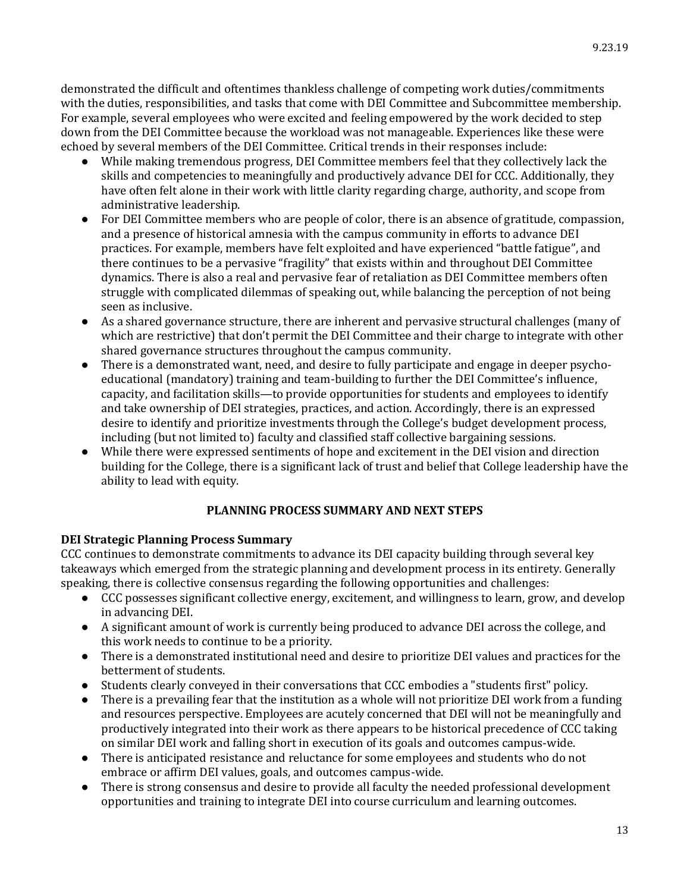demonstrated the difficult and oftentimes thankless challenge of competing work duties/commitments with the duties, responsibilities, and tasks that come with DEI Committee and Subcommittee membership. For example, several employees who were excited and feeling empowered by the work decided to step down from the DEI Committee because the workload was not manageable. Experiences like these were echoed by several members of the DEI Committee. Critical trends in their responses include:

- While making tremendous progress, DEI Committee members feel that they collectively lack the skills and competencies to meaningfully and productively advance DEI for CCC. Additionally, they have often felt alone in their work with little clarity regarding charge, authority, and scope from administrative leadership.
- For DEI Committee members who are people of color, there is an absence of gratitude, compassion, and a presence of historical amnesia with the campus community in efforts to advance DEI practices. For example, members have felt exploited and have experienced "battle fatigue", and there continues to be a pervasive "fragility" that exists within and throughout DEI Committee dynamics. There is also a real and pervasive fear of retaliation as DEI Committee members often struggle with complicated dilemmas of speaking out, while balancing the perception of not being seen as inclusive.
- As a shared governance structure, there are inherent and pervasive structural challenges (many of which are restrictive) that don't permit the DEI Committee and their charge to integrate with other shared governance structures throughout the campus community.
- There is a demonstrated want, need, and desire to fully participate and engage in deeper psycho-educational (mandatory) training and team-building to further the DEI Committee's influence, capacity, and facilitation skills—to provide opportunities for students and employees to identify and take ownership of DEI strategies, practices, and action. Accordingly, there is an expressed desire to identify and prioritize investments through the College's budget development process, including (but not limited to) faculty and classified staff collective bargaining sessions.
- While there were expressed sentiments of hope and excitement in the DEI vision and direction building for the College, there is a significant lack of trust and belief that College leadership have the ability to lead with equity.

## PLANNING PROCESS SUMMARY AND NEXT STEPS

### DEI Strategic Planning Process Summary

CCC continues to demonstrate commitments to advance its DEI capacity building through several key takeaways which emerged from the strategic planning and development process in its entirety. Generally speaking, there is collective consensus regarding the following opportunities and challenges:

- CCC possesses significant collective energy, excitement, and willingness to learn, grow, and develop in advancing DEI.
- A significant amount of work is currently being produced to advance DEI across the college, and this work needs to continue to be a priority.
- There is a demonstrated institutional need and desire to prioritize DEI values and practices for the betterment of students.
- Students clearly conveyed in their conversations that CCC embodies a "students first" policy.
- There is a prevailing fear that the institution as a whole will not prioritize DEI work from a funding and resources perspective. Employees are acutely concerned that DEI will not be meaningfully and productively integrated into their work as there appears to be historical precedence of CCC taking on similar DEI work and falling short in execution of its goals and outcomes campus-wide.
- There is anticipated resistance and reluctance for some employees and students who do not embrace or affirm DEI values, goals, and outcomes campus-wide.
- There is strong consensus and desire to provide all faculty the needed professional development opportunities and training to integrate DEI into course curriculum and learning outcomes.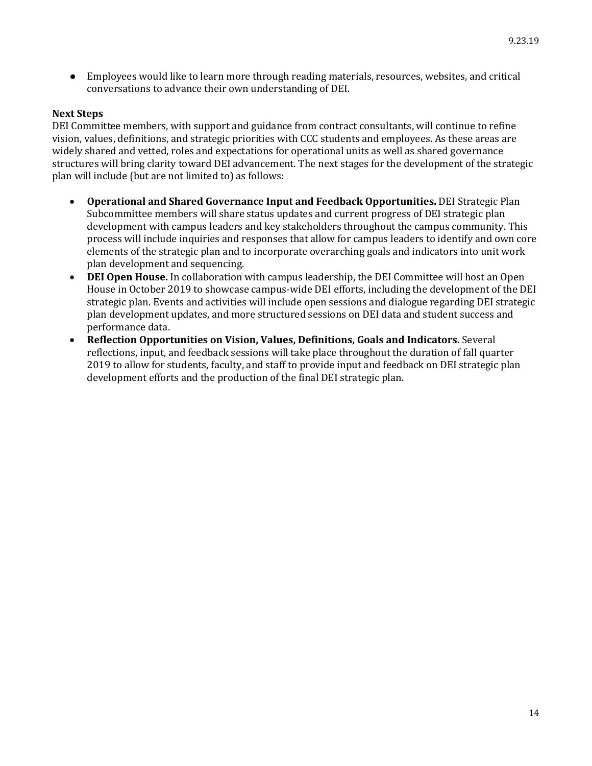- Employees would like to learn more through reading materials, resources, websites, and critical conversations to advance their own understanding of DEI.

**Next Steps**

DEI Committee members, with support and guidance from contract consultants, will continue to refine vision, values, definitions, and strategic priorities with CCC students and employees. As these areas are widely shared and vetted, roles and expectations for operational units as well as shared governance structures will bring clarity toward DEI advancement. The next stages for the development of the strategic plan will include (but are not limited to) as follows:

- **Operational and Shared Governance Input and Feedback Opportunities.** DEI Strategic Plan Subcommittee members will share status updates and current progress of DEI strategic plan development with campus leaders and key stakeholders throughout the campus community. This process will include inquiries and responses that allow for campus leaders to identify and own core elements of the strategic plan and to incorporate overarching goals and indicators into unit work plan development and sequencing.
- **DEI Open House.** In collaboration with campus leadership, the DEI Committee will host an Open House in October 2019 to showcase campus-wide DEI efforts, including the development of the DEI strategic plan. Events and activities will include open sessions and dialogue regarding DEI strategic plan development updates, and more structured sessions on DEI data and student success and performance data.
- **Reflection Opportunities on Vision, Values, Definitions, Goals and Indicators.** Several reflections, input, and feedback sessions will take place throughout the duration of fall quarter 2019 to allow for students, faculty, and staff to provide input and feedback on DEI strategic plan development efforts and the production of the final DEI strategic plan.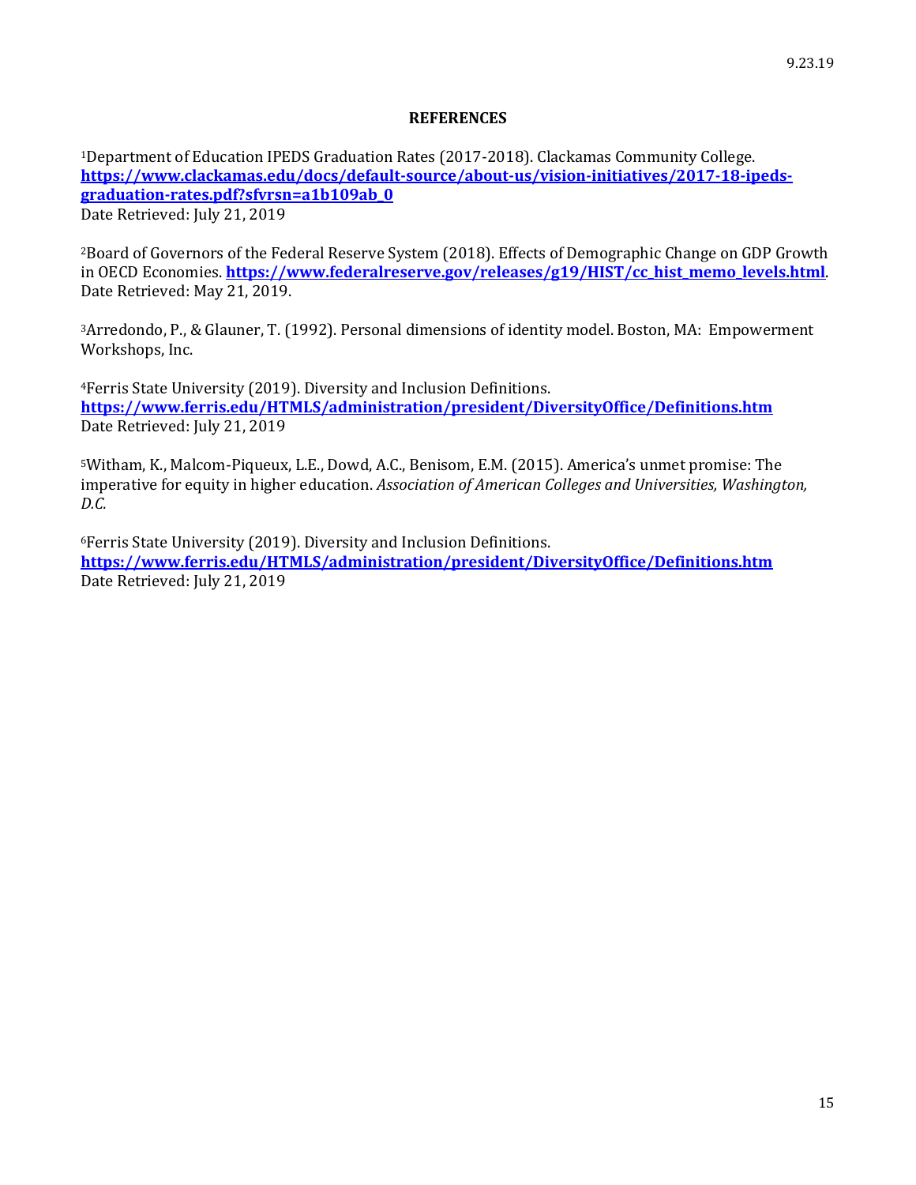## REFERENCES

[1]Department of Education IPEDS Graduation Rates (2017-2018). Clackamas Community College. **https://www.clackamas.edu/docs/default-source/about-us/vision-initiatives/2017-18-ipeds-graduation-rates.pdf?sfvrsn=a1b109ab_0**
Date Retrieved: July 21, 2019

[2]Board of Governors of the Federal Reserve System (2018). Effects of Demographic Change on GDP Growth in OECD Economies. **https://www.federalreserve.gov/releases/g19/HIST/cc_hist_memo_levels.html**. Date Retrieved: May 21, 2019.

[3]Arredondo, P., & Glauner, T. (1992). Personal dimensions of identity model. Boston, MA: Empowerment Workshops, Inc.

[4]Ferris State University (2019). Diversity and Inclusion Definitions.
**https://www.ferris.edu/HTMLS/administration/president/DiversityOffice/Definitions.htm**
Date Retrieved: July 21, 2019

[5]Witham, K., Malcom-Piqueux, L.E., Dowd, A.C., Benisom, E.M. (2015). America's unmet promise: The imperative for equity in higher education. *Association of American Colleges and Universities, Washington, D.C.*

[6]Ferris State University (2019). Diversity and Inclusion Definitions.
**https://www.ferris.edu/HTMLS/administration/president/DiversityOffice/Definitions.htm**
Date Retrieved: July 21, 2019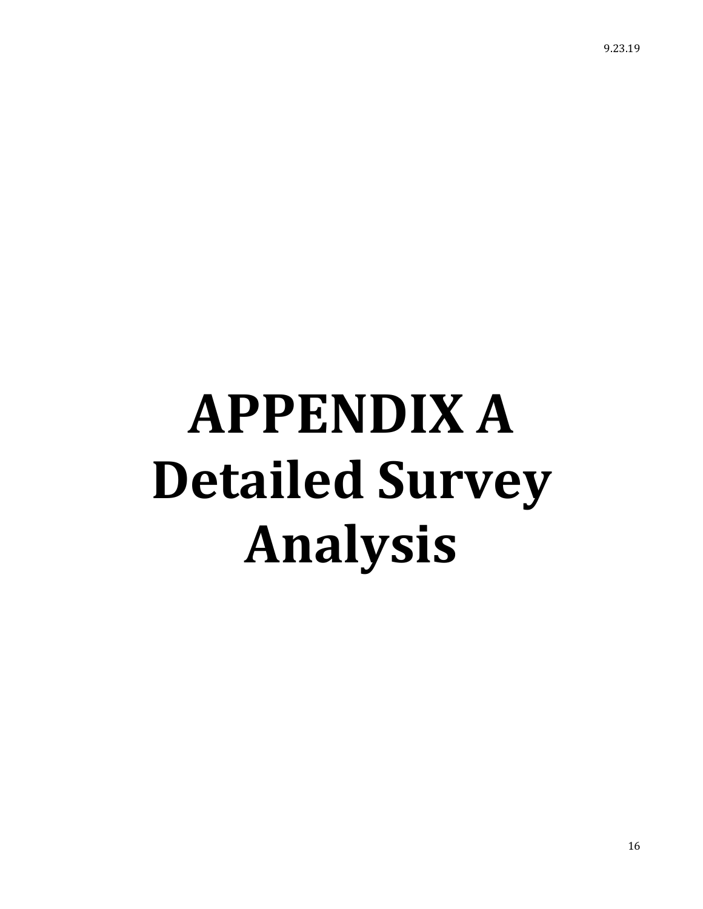# APPENDIX A
# Detailed Survey Analysis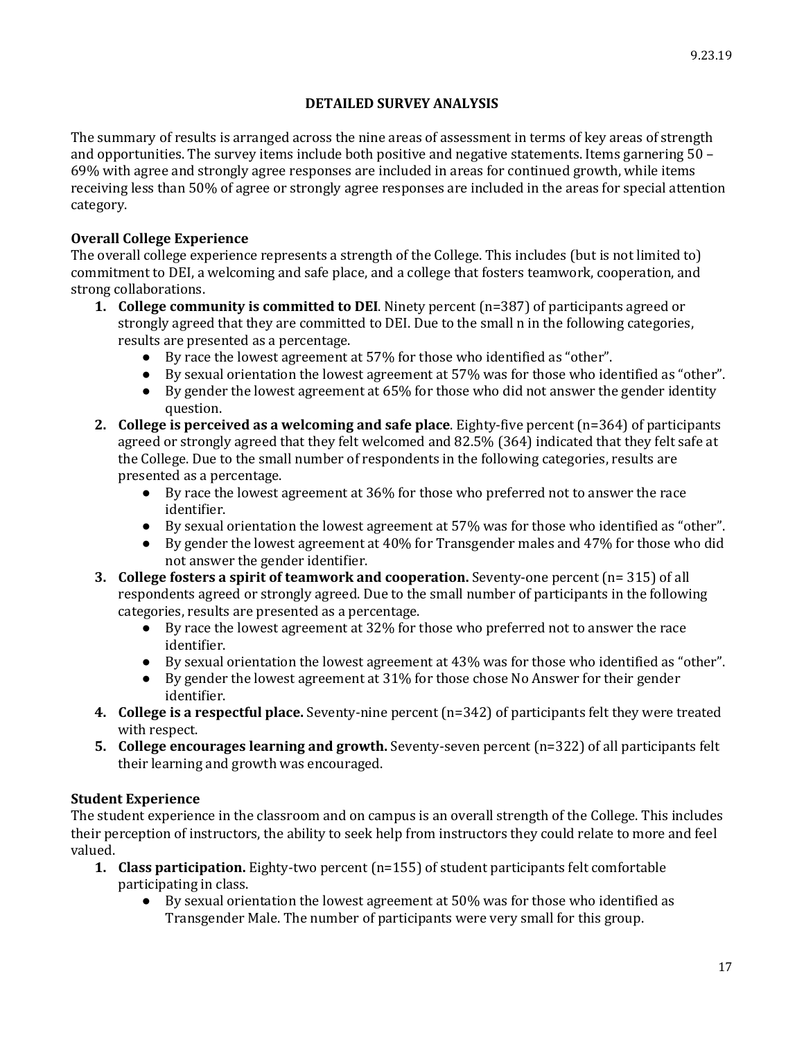## DETAILED SURVEY ANALYSIS

The summary of results is arranged across the nine areas of assessment in terms of key areas of strength and opportunities. The survey items include both positive and negative statements. Items garnering 50 – 69% with agree and strongly agree responses are included in areas for continued growth, while items receiving less than 50% of agree or strongly agree responses are included in the areas for special attention category.

### Overall College Experience

The overall college experience represents a strength of the College. This includes (but is not limited to) commitment to DEI, a welcoming and safe place, and a college that fosters teamwork, cooperation, and strong collaborations.

1. **College community is committed to DEI**. Ninety percent (n=387) of participants agreed or strongly agreed that they are committed to DEI. Due to the small n in the following categories, results are presented as a percentage.
   - By race the lowest agreement at 57% for those who identified as "other".
   - By sexual orientation the lowest agreement at 57% was for those who identified as "other".
   - By gender the lowest agreement at 65% for those who did not answer the gender identity question.
2. **College is perceived as a welcoming and safe place**. Eighty-five percent (n=364) of participants agreed or strongly agreed that they felt welcomed and 82.5% (364) indicated that they felt safe at the College. Due to the small number of respondents in the following categories, results are presented as a percentage.
   - By race the lowest agreement at 36% for those who preferred not to answer the race identifier.
   - By sexual orientation the lowest agreement at 57% was for those who identified as "other".
   - By gender the lowest agreement at 40% for Transgender males and 47% for those who did not answer the gender identifier.
3. **College fosters a spirit of teamwork and cooperation.** Seventy-one percent (n= 315) of all respondents agreed or strongly agreed. Due to the small number of participants in the following categories, results are presented as a percentage.
   - By race the lowest agreement at 32% for those who preferred not to answer the race identifier.
   - By sexual orientation the lowest agreement at 43% was for those who identified as "other".
   - By gender the lowest agreement at 31% for those chose No Answer for their gender identifier.
4. **College is a respectful place.** Seventy-nine percent (n=342) of participants felt they were treated with respect.
5. **College encourages learning and growth.** Seventy-seven percent (n=322) of all participants felt their learning and growth was encouraged.

### Student Experience

The student experience in the classroom and on campus is an overall strength of the College. This includes their perception of instructors, the ability to seek help from instructors they could relate to more and feel valued.

1. **Class participation.** Eighty-two percent (n=155) of student participants felt comfortable participating in class.
   - By sexual orientation the lowest agreement at 50% was for those who identified as Transgender Male. The number of participants were very small for this group.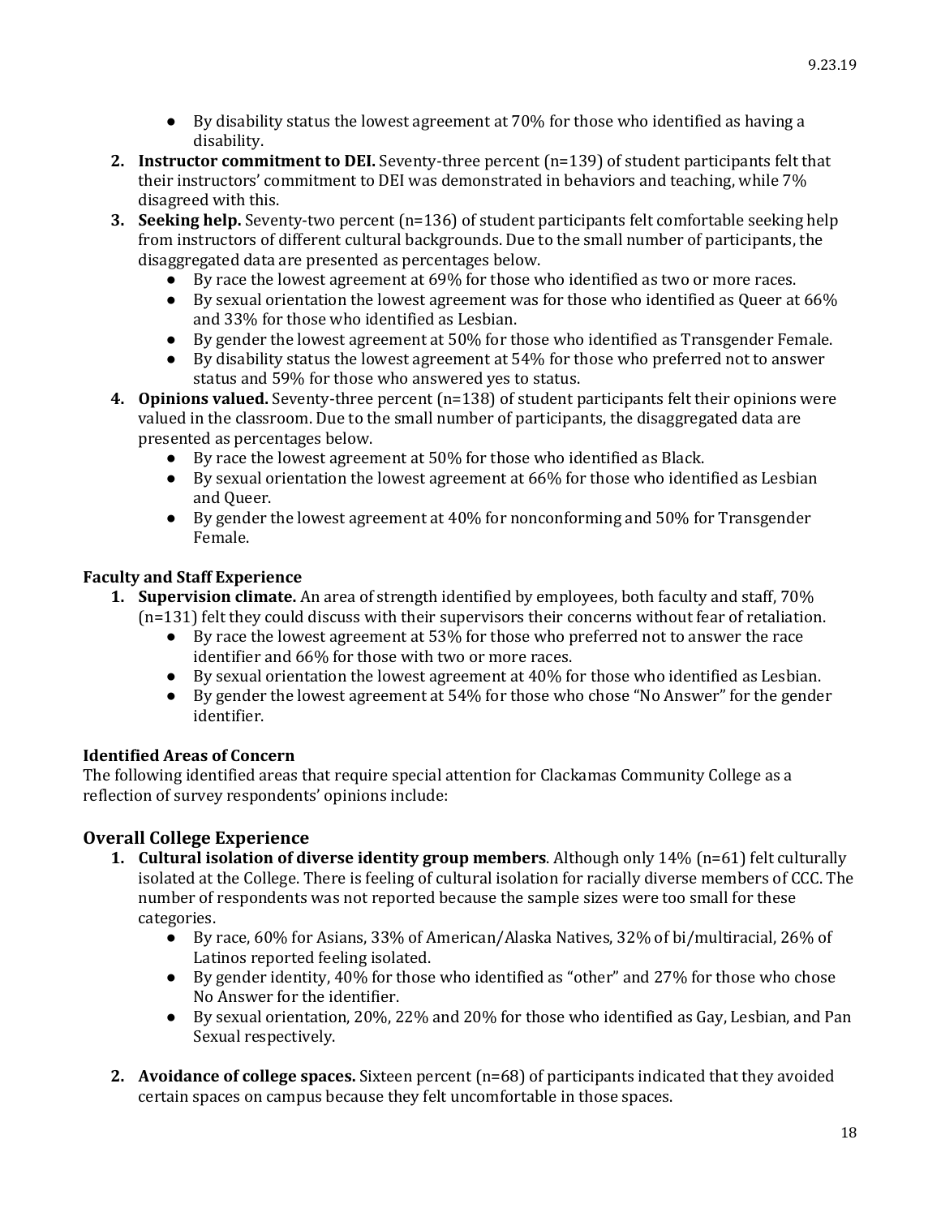- By disability status the lowest agreement at 70% for those who identified as having a disability.
2. **Instructor commitment to DEI.** Seventy-three percent (n=139) of student participants felt that their instructors' commitment to DEI was demonstrated in behaviors and teaching, while 7% disagreed with this.
3. **Seeking help.** Seventy-two percent (n=136) of student participants felt comfortable seeking help from instructors of different cultural backgrounds. Due to the small number of participants, the disaggregated data are presented as percentages below.
    - By race the lowest agreement at 69% for those who identified as two or more races.
    - By sexual orientation the lowest agreement was for those who identified as Queer at 66% and 33% for those who identified as Lesbian.
    - By gender the lowest agreement at 50% for those who identified as Transgender Female.
    - By disability status the lowest agreement at 54% for those who preferred not to answer status and 59% for those who answered yes to status.
4. **Opinions valued.** Seventy-three percent (n=138) of student participants felt their opinions were valued in the classroom. Due to the small number of participants, the disaggregated data are presented as percentages below.
    - By race the lowest agreement at 50% for those who identified as Black.
    - By sexual orientation the lowest agreement at 66% for those who identified as Lesbian and Queer.
    - By gender the lowest agreement at 40% for nonconforming and 50% for Transgender Female.

**Faculty and Staff Experience**

1. **Supervision climate.** An area of strength identified by employees, both faculty and staff, 70% (n=131) felt they could discuss with their supervisors their concerns without fear of retaliation.
    - By race the lowest agreement at 53% for those who preferred not to answer the race identifier and 66% for those with two or more races.
    - By sexual orientation the lowest agreement at 40% for those who identified as Lesbian.
    - By gender the lowest agreement at 54% for those who chose "No Answer" for the gender identifier.

**Identified Areas of Concern**

The following identified areas that require special attention for Clackamas Community College as a reflection of survey respondents' opinions include:

## Overall College Experience

1. **Cultural isolation of diverse identity group members**. Although only 14% (n=61) felt culturally isolated at the College. There is feeling of cultural isolation for racially diverse members of CCC. The number of respondents was not reported because the sample sizes were too small for these categories.
    - By race, 60% for Asians, 33% of American/Alaska Natives, 32% of bi/multiracial, 26% of Latinos reported feeling isolated.
    - By gender identity, 40% for those who identified as "other" and 27% for those who chose No Answer for the identifier.
    - By sexual orientation, 20%, 22% and 20% for those who identified as Gay, Lesbian, and Pan Sexual respectively.

2. **Avoidance of college spaces.** Sixteen percent (n=68) of participants indicated that they avoided certain spaces on campus because they felt uncomfortable in those spaces.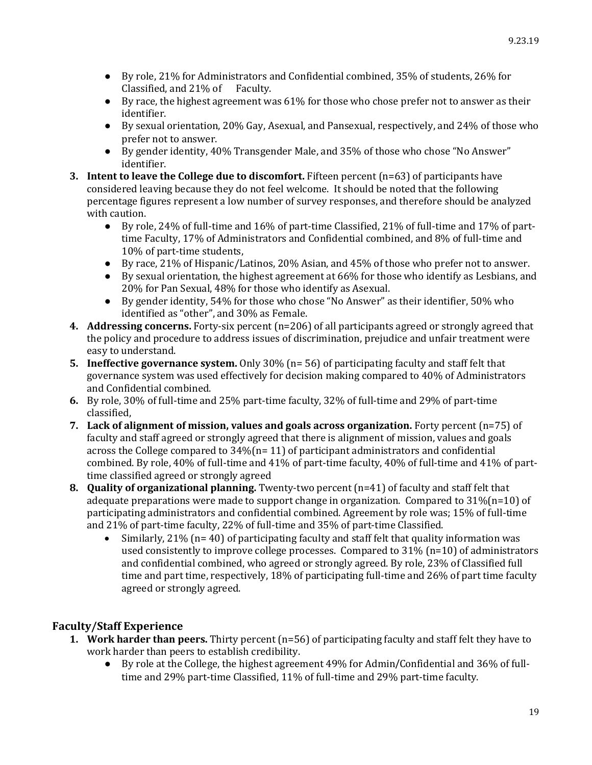- By role, 21% for Administrators and Confidential combined, 35% of students, 26% for Classified, and 21% of Faculty.
- By race, the highest agreement was 61% for those who chose prefer not to answer as their identifier.
- By sexual orientation, 20% Gay, Asexual, and Pansexual, respectively, and 24% of those who prefer not to answer.
- By gender identity, 40% Transgender Male, and 35% of those who chose "No Answer" identifier.

3. **Intent to leave the College due to discomfort.** Fifteen percent (n=63) of participants have considered leaving because they do not feel welcome. It should be noted that the following percentage figures represent a low number of survey responses, and therefore should be analyzed with caution.
    - By role, 24% of full-time and 16% of part-time Classified, 21% of full-time and 17% of part-time Faculty, 17% of Administrators and Confidential combined, and 8% of full-time and 10% of part-time students,
    - By race, 21% of Hispanic/Latinos, 20% Asian, and 45% of those who prefer not to answer.
    - By sexual orientation, the highest agreement at 66% for those who identify as Lesbians, and 20% for Pan Sexual, 48% for those who identify as Asexual.
    - By gender identity, 54% for those who chose "No Answer" as their identifier, 50% who identified as "other", and 30% as Female.
4. **Addressing concerns.** Forty-six percent (n=206) of all participants agreed or strongly agreed that the policy and procedure to address issues of discrimination, prejudice and unfair treatment were easy to understand.
5. **Ineffective governance system.** Only 30% (n= 56) of participating faculty and staff felt that governance system was used effectively for decision making compared to 40% of Administrators and Confidential combined.
6. By role, 30% of full-time and 25% part-time faculty, 32% of full-time and 29% of part-time classified,
7. **Lack of alignment of mission, values and goals across organization.** Forty percent (n=75) of faculty and staff agreed or strongly agreed that there is alignment of mission, values and goals across the College compared to 34%(n= 11) of participant administrators and confidential combined. By role, 40% of full-time and 41% of part-time faculty, 40% of full-time and 41% of part-time classified agreed or strongly agreed
8. **Quality of organizational planning.** Twenty-two percent (n=41) of faculty and staff felt that adequate preparations were made to support change in organization. Compared to 31%(n=10) of participating administrators and confidential combined. Agreement by role was; 15% of full-time and 21% of part-time faculty, 22% of full-time and 35% of part-time Classified.
    - Similarly, 21% (n= 40) of participating faculty and staff felt that quality information was used consistently to improve college processes. Compared to 31% (n=10) of administrators and confidential combined, who agreed or strongly agreed. By role, 23% of Classified full time and part time, respectively, 18% of participating full-time and 26% of part time faculty agreed or strongly agreed.

## Faculty/Staff Experience

1. **Work harder than peers.** Thirty percent (n=56) of participating faculty and staff felt they have to work harder than peers to establish credibility.
    - By role at the College, the highest agreement 49% for Admin/Confidential and 36% of full-time and 29% part-time Classified, 11% of full-time and 29% part-time faculty.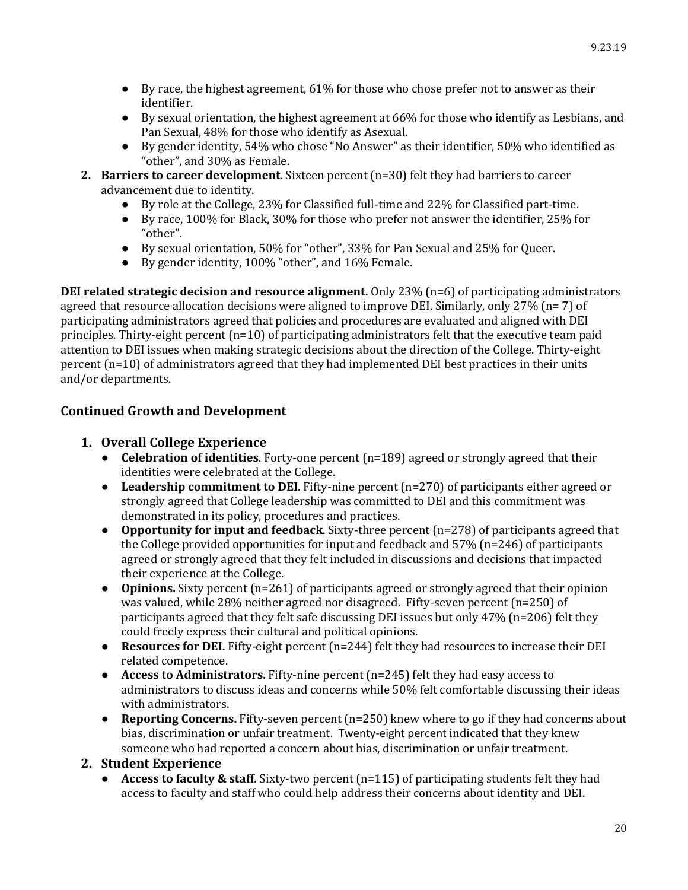- By race, the highest agreement, 61% for those who chose prefer not to answer as their identifier.
- By sexual orientation, the highest agreement at 66% for those who identify as Lesbians, and Pan Sexual, 48% for those who identify as Asexual.
- By gender identity, 54% who chose "No Answer" as their identifier, 50% who identified as "other", and 30% as Female.

2. **Barriers to career development**. Sixteen percent (n=30) felt they had barriers to career advancement due to identity.
   - By role at the College, 23% for Classified full-time and 22% for Classified part-time.
   - By race, 100% for Black, 30% for those who prefer not answer the identifier, 25% for "other".
   - By sexual orientation, 50% for "other", 33% for Pan Sexual and 25% for Queer.
   - By gender identity, 100% "other", and 16% Female.

**DEI related strategic decision and resource alignment.** Only 23% (n=6) of participating administrators agreed that resource allocation decisions were aligned to improve DEI. Similarly, only 27% (n= 7) of participating administrators agreed that policies and procedures are evaluated and aligned with DEI principles. Thirty-eight percent (n=10) of participating administrators felt that the executive team paid attention to DEI issues when making strategic decisions about the direction of the College. Thirty-eight percent (n=10) of administrators agreed that they had implemented DEI best practices in their units and/or departments.

## Continued Growth and Development

### 1. Overall College Experience

- **Celebration of identities**. Forty-one percent (n=189) agreed or strongly agreed that their identities were celebrated at the College.
- **Leadership commitment to DEI**. Fifty-nine percent (n=270) of participants either agreed or strongly agreed that College leadership was committed to DEI and this commitment was demonstrated in its policy, procedures and practices.
- **Opportunity for input and feedback**. Sixty-three percent (n=278) of participants agreed that the College provided opportunities for input and feedback and 57% (n=246) of participants agreed or strongly agreed that they felt included in discussions and decisions that impacted their experience at the College.
- **Opinions.** Sixty percent (n=261) of participants agreed or strongly agreed that their opinion was valued, while 28% neither agreed nor disagreed. Fifty-seven percent (n=250) of participants agreed that they felt safe discussing DEI issues but only 47% (n=206) felt they could freely express their cultural and political opinions.
- **Resources for DEI.** Fifty-eight percent (n=244) felt they had resources to increase their DEI related competence.
- **Access to Administrators.** Fifty-nine percent (n=245) felt they had easy access to administrators to discuss ideas and concerns while 50% felt comfortable discussing their ideas with administrators.
- **Reporting Concerns.** Fifty-seven percent (n=250) knew where to go if they had concerns about bias, discrimination or unfair treatment. Twenty-eight percent indicated that they knew someone who had reported a concern about bias, discrimination or unfair treatment.

### 2. Student Experience

- **Access to faculty & staff.** Sixty-two percent (n=115) of participating students felt they had access to faculty and staff who could help address their concerns about identity and DEI.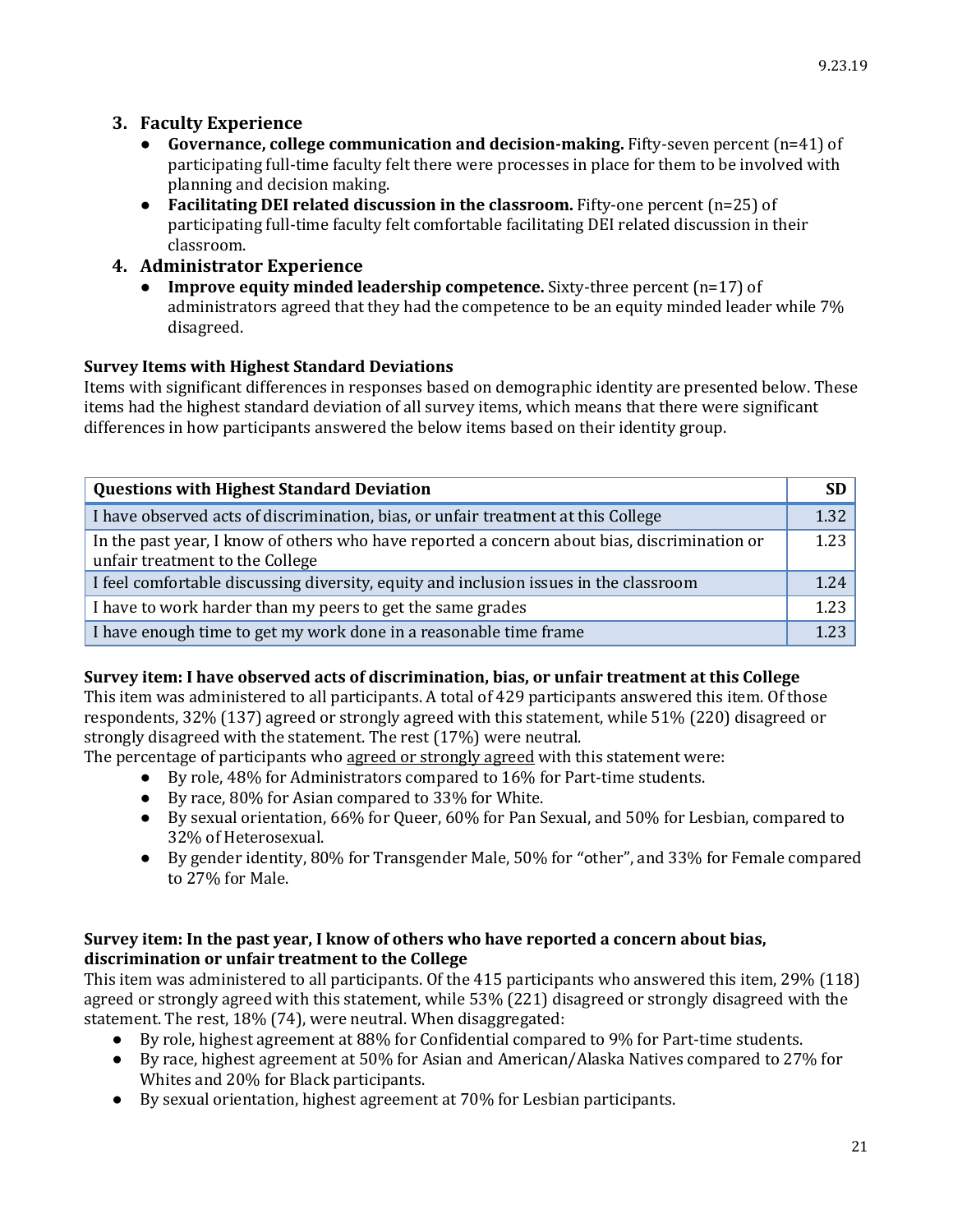3. **Faculty Experience**
    - **Governance, college communication and decision-making.** Fifty-seven percent (n=41) of participating full-time faculty felt there were processes in place for them to be involved with planning and decision making.
    - **Facilitating DEI related discussion in the classroom.** Fifty-one percent (n=25) of participating full-time faculty felt comfortable facilitating DEI related discussion in their classroom.
4. **Administrator Experience**
    - **Improve equity minded leadership competence.** Sixty-three percent (n=17) of administrators agreed that they had the competence to be an equity minded leader while 7% disagreed.

**Survey Items with Highest Standard Deviations**

Items with significant differences in responses based on demographic identity are presented below. These items had the highest standard deviation of all survey items, which means that there were significant differences in how participants answered the below items based on their identity group.

| Questions with Highest Standard Deviation | SD |
|---|---|
| I have observed acts of discrimination, bias, or unfair treatment at this College | 1.32 |
| In the past year, I know of others who have reported a concern about bias, discrimination or unfair treatment to the College | 1.23 |
| I feel comfortable discussing diversity, equity and inclusion issues in the classroom | 1.24 |
| I have to work harder than my peers to get the same grades | 1.23 |
| I have enough time to get my work done in a reasonable time frame | 1.23 |

**Survey item: I have observed acts of discrimination, bias, or unfair treatment at this College**

This item was administered to all participants. A total of 429 participants answered this item. Of those respondents, 32% (137) agreed or strongly agreed with this statement, while 51% (220) disagreed or strongly disagreed with the statement. The rest (17%) were neutral.

The percentage of participants who agreed or strongly agreed with this statement were:

- By role, 48% for Administrators compared to 16% for Part-time students.
- By race, 80% for Asian compared to 33% for White.
- By sexual orientation, 66% for Queer, 60% for Pan Sexual, and 50% for Lesbian, compared to 32% of Heterosexual.
- By gender identity, 80% for Transgender Male, 50% for "other", and 33% for Female compared to 27% for Male.

**Survey item: In the past year, I know of others who have reported a concern about bias, discrimination or unfair treatment to the College**

This item was administered to all participants. Of the 415 participants who answered this item, 29% (118) agreed or strongly agreed with this statement, while 53% (221) disagreed or strongly disagreed with the statement. The rest, 18% (74), were neutral. When disaggregated:

- By role, highest agreement at 88% for Confidential compared to 9% for Part-time students.
- By race, highest agreement at 50% for Asian and American/Alaska Natives compared to 27% for Whites and 20% for Black participants.
- By sexual orientation, highest agreement at 70% for Lesbian participants.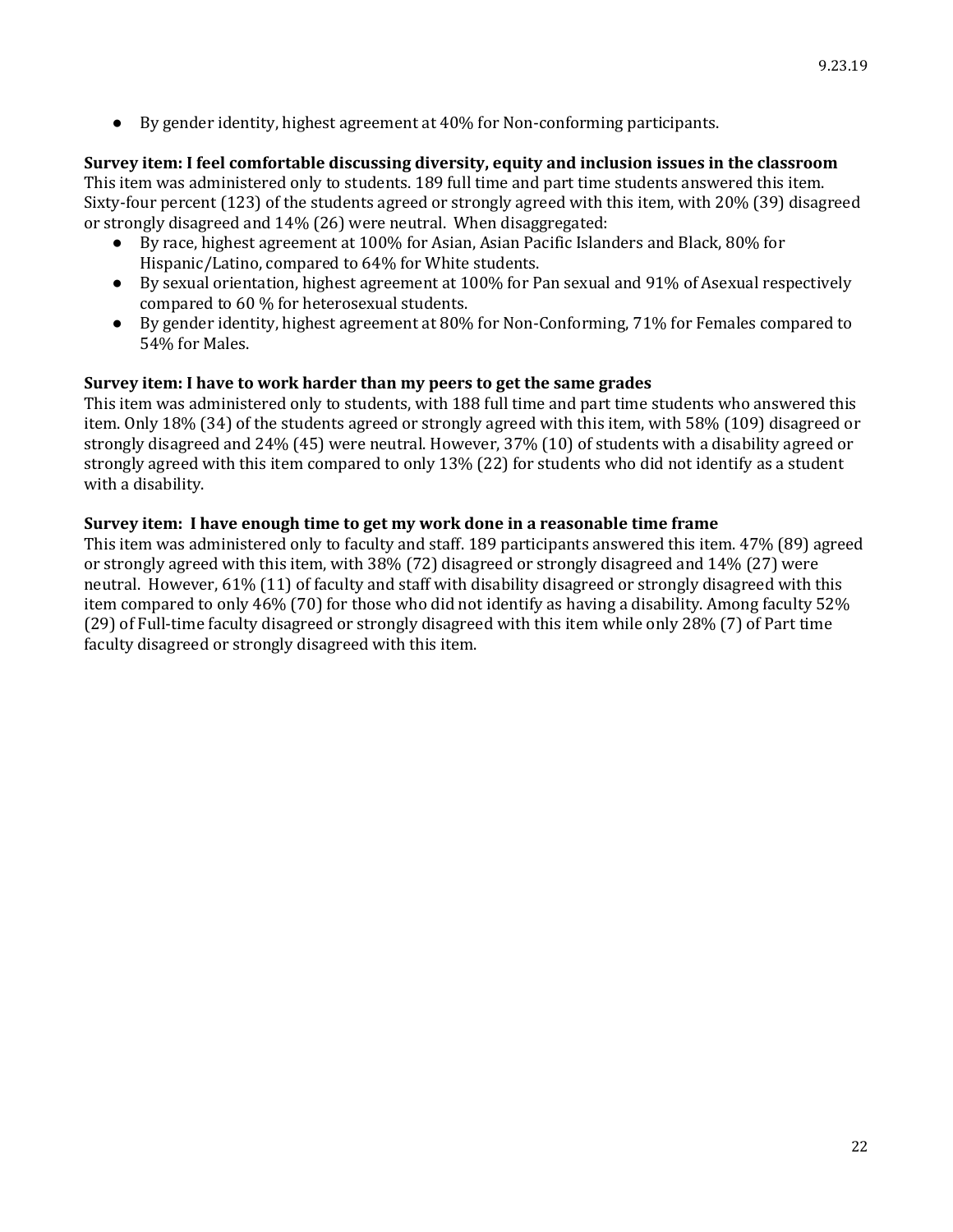- By gender identity, highest agreement at 40% for Non-conforming participants.

**Survey item: I feel comfortable discussing diversity, equity and inclusion issues in the classroom**
This item was administered only to students. 189 full time and part time students answered this item. Sixty-four percent (123) of the students agreed or strongly agreed with this item, with 20% (39) disagreed or strongly disagreed and 14% (26) were neutral. When disaggregated:

- By race, highest agreement at 100% for Asian, Asian Pacific Islanders and Black, 80% for Hispanic/Latino, compared to 64% for White students.
- By sexual orientation, highest agreement at 100% for Pan sexual and 91% of Asexual respectively compared to 60 % for heterosexual students.
- By gender identity, highest agreement at 80% for Non-Conforming, 71% for Females compared to 54% for Males.

**Survey item: I have to work harder than my peers to get the same grades**
This item was administered only to students, with 188 full time and part time students who answered this item. Only 18% (34) of the students agreed or strongly agreed with this item, with 58% (109) disagreed or strongly disagreed and 24% (45) were neutral. However, 37% (10) of students with a disability agreed or strongly agreed with this item compared to only 13% (22) for students who did not identify as a student with a disability.

**Survey item: I have enough time to get my work done in a reasonable time frame**
This item was administered only to faculty and staff. 189 participants answered this item. 47% (89) agreed or strongly agreed with this item, with 38% (72) disagreed or strongly disagreed and 14% (27) were neutral. However, 61% (11) of faculty and staff with disability disagreed or strongly disagreed with this item compared to only 46% (70) for those who did not identify as having a disability. Among faculty 52% (29) of Full-time faculty disagreed or strongly disagreed with this item while only 28% (7) of Part time faculty disagreed or strongly disagreed with this item.